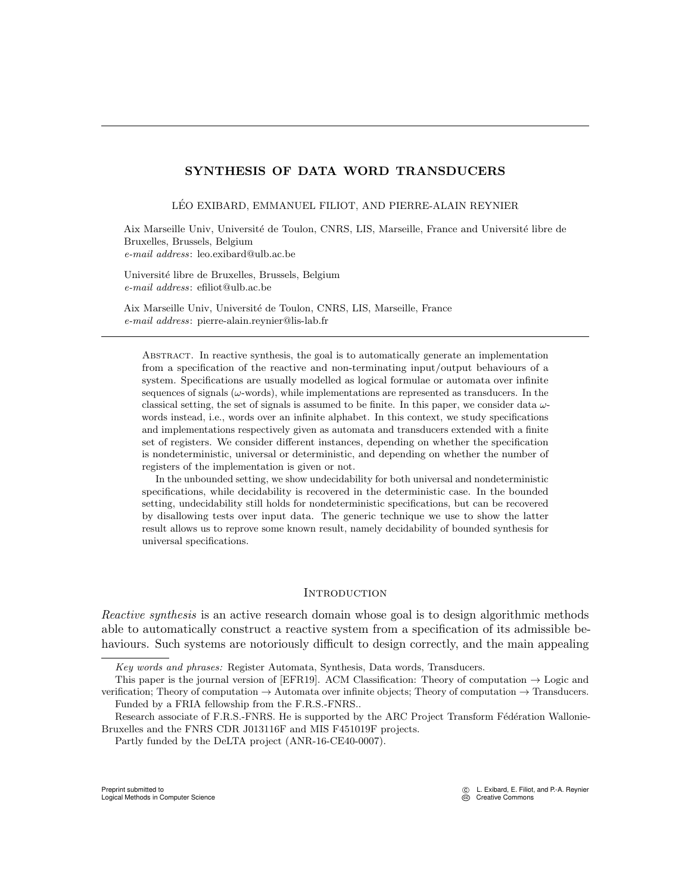# SYNTHESIS OF DATA WORD TRANSDUCERS

LÉO EXIBARD, EMMANUEL FILIOT, AND PIERRE-ALAIN REYNIER

Aix Marseille Univ, Université de Toulon, CNRS, LIS, Marseille, France and Université libre de Bruxelles, Brussels, Belgium
*e-mail address*: leo.exibard@ulb.ac.be

Université libre de Bruxelles, Brussels, Belgium
*e-mail address*: efiliot@ulb.ac.be

Aix Marseille Univ, Université de Toulon, CNRS, LIS, Marseille, France
*e-mail address*: pierre-alain.reynier@lis-lab.fr

Abstract. In reactive synthesis, the goal is to automatically generate an implementation from a specification of the reactive and non-terminating input/output behaviours of a system. Specifications are usually modelled as logical formulae or automata over infinite sequences of signals ($\omega$-words), while implementations are represented as transducers. In the classical setting, the set of signals is assumed to be finite. In this paper, we consider data $\omega$-words instead, i.e., words over an infinite alphabet. In this context, we study specifications and implementations respectively given as automata and transducers extended with a finite set of registers. We consider different instances, depending on whether the specification is nondeterministic, universal or deterministic, and depending on whether the number of registers of the implementation is given or not.

In the unbounded setting, we show undecidability for both universal and nondeterministic specifications, while decidability is recovered in the deterministic case. In the bounded setting, undecidability still holds for nondeterministic specifications, but can be recovered by disallowing tests over input data. The generic technique we use to show the latter result allows us to reprove some known result, namely decidability of bounded synthesis for universal specifications.

## Introduction

*Reactive synthesis* is an active research domain whose goal is to design algorithmic methods able to automatically construct a reactive system from a specification of its admissible behaviours. Such systems are notoriously difficult to design correctly, and the main appealing

*Key words and phrases:* Register Automata, Synthesis, Data words, Transducers.

This paper is the journal version of [EFR19]. ACM Classification: Theory of computation → Logic and verification; Theory of computation → Automata over infinite objects; Theory of computation → Transducers.

Funded by a FRIA fellowship from the F.R.S.-FNRS..

Research associate of F.R.S.-FNRS. He is supported by the ARC Project Transform Fédération Wallonie-Bruxelles and the FNRS CDR J013116F and MIS F451019F projects.

Partly funded by the DeLTA project (ANR-16-CE40-0007).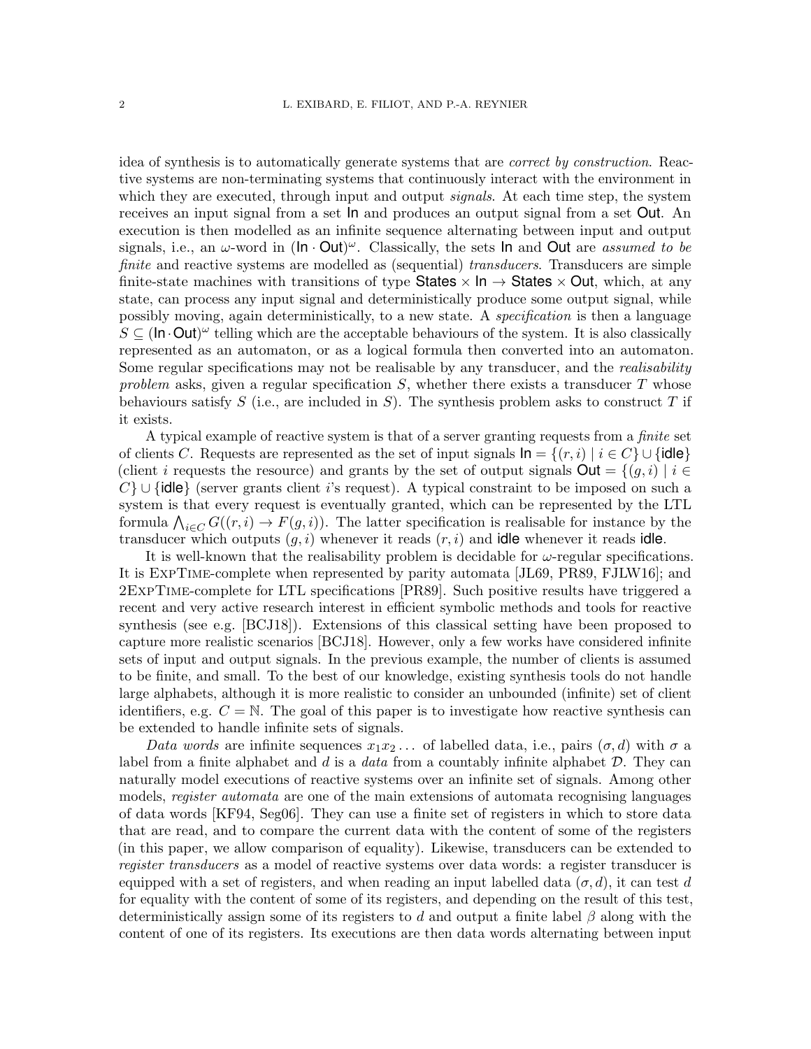idea of synthesis is to automatically generate systems that are *correct by construction*. Reactive systems are non-terminating systems that continuously interact with the environment in which they are executed, through input and output *signals*. At each time step, the system receives an input signal from a set $\mathsf{In}$ and produces an output signal from a set $\mathsf{Out}$. An execution is then modelled as an infinite sequence alternating between input and output signals, i.e., an $\omega$-word in $(\mathsf{In} \cdot \mathsf{Out})^\omega$. Classically, the sets $\mathsf{In}$ and $\mathsf{Out}$ are *assumed to be finite* and reactive systems are modelled as (sequential) *transducers*. Transducers are simple finite-state machines with transitions of type $\mathsf{States} \times \mathsf{In} \to \mathsf{States} \times \mathsf{Out}$, which, at any state, can process any input signal and deterministically produce some output signal, while possibly moving, again deterministically, to a new state. A *specification* is then a language $S \subseteq (\mathsf{In} \cdot \mathsf{Out})^\omega$ telling which are the acceptable behaviours of the system. It is also classically represented as an automaton, or as a logical formula then converted into an automaton. Some regular specifications may not be realisable by any transducer, and the *realisability problem* asks, given a regular specification $S$, whether there exists a transducer $T$ whose behaviours satisfy $S$ (i.e., are included in $S$). The synthesis problem asks to construct $T$ if it exists.

A typical example of reactive system is that of a server granting requests from a *finite* set of clients $C$. Requests are represented as the set of input signals $\mathsf{In} = \{(r, i) \mid i \in C\} \cup \{\mathsf{idle}\}$ (client $i$ requests the resource) and grants by the set of output signals $\mathsf{Out} = \{(g, i) \mid i \in C\} \cup \{\mathsf{idle}\}$ (server grants client $i$'s request). A typical constraint to be imposed on such a system is that every request is eventually granted, which can be represented by the LTL formula $\bigwedge_{i \in C} G((r, i) \to F(g, i))$. The latter specification is realisable for instance by the transducer which outputs $(g, i)$ whenever it reads $(r, i)$ and $\mathsf{idle}$ whenever it reads $\mathsf{idle}$.

It is well-known that the realisability problem is decidable for $\omega$-regular specifications. It is ExpTime-complete when represented by parity automata [JL69, PR89, FJLW16]; and 2ExpTime-complete for LTL specifications [PR89]. Such positive results have triggered a recent and very active research interest in efficient symbolic methods and tools for reactive synthesis (see e.g. [BCJ18]). Extensions of this classical setting have been proposed to capture more realistic scenarios [BCJ18]. However, only a few works have considered infinite sets of input and output signals. In the previous example, the number of clients is assumed to be finite, and small. To the best of our knowledge, existing synthesis tools do not handle large alphabets, although it is more realistic to consider an unbounded (infinite) set of client identifiers, e.g. $C = \mathbb{N}$. The goal of this paper is to investigate how reactive synthesis can be extended to handle infinite sets of signals.

*Data words* are infinite sequences $x_1 x_2 \dots$ of labelled data, i.e., pairs $(\sigma, d)$ with $\sigma$ a label from a finite alphabet and $d$ is a *data* from a countably infinite alphabet $\mathcal{D}$. They can naturally model executions of reactive systems over an infinite set of signals. Among other models, *register automata* are one of the main extensions of automata recognising languages of data words [KF94, Seg06]. They can use a finite set of registers in which to store data that are read, and to compare the current data with the content of some of the registers (in this paper, we allow comparison of equality). Likewise, transducers can be extended to *register transducers* as a model of reactive systems over data words: a register transducer is equipped with a set of registers, and when reading an input labelled data $(\sigma, d)$, it can test $d$ for equality with the content of some of its registers, and depending on the result of this test, deterministically assign some of its registers to $d$ and output a finite label $\beta$ along with the content of one of its registers. Its executions are then data words alternating between input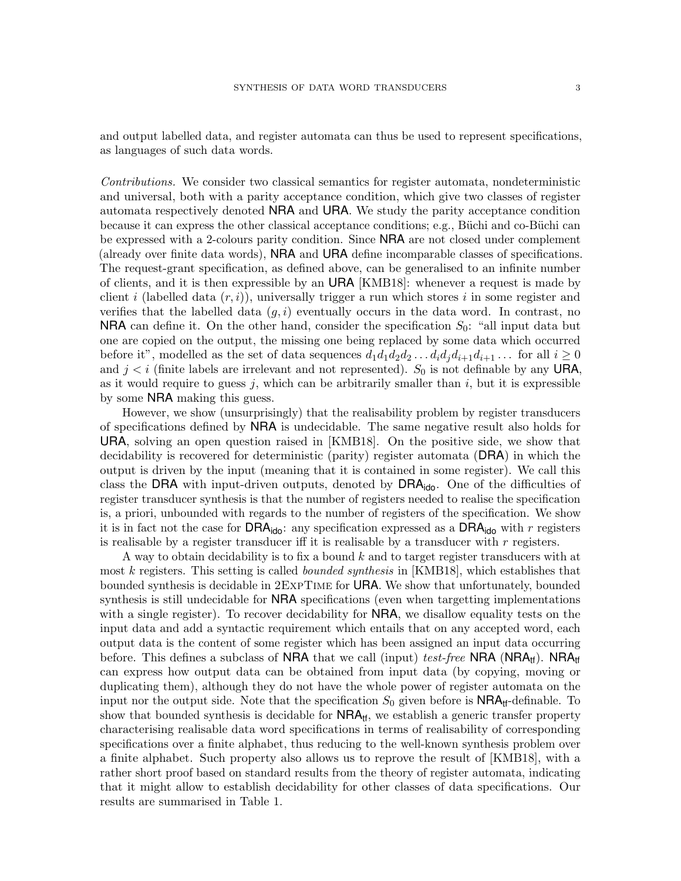and output labelled data, and register automata can thus be used to represent specifications, as languages of such data words.

*Contributions.* We consider two classical semantics for register automata, nondeterministic and universal, both with a parity acceptance condition, which give two classes of register automata respectively denoted NRA and URA. We study the parity acceptance condition because it can express the other classical acceptance conditions; e.g., Büchi and co-Büchi can be expressed with a 2-colours parity condition. Since NRA are not closed under complement (already over finite data words), NRA and URA define incomparable classes of specifications. The request-grant specification, as defined above, can be generalised to an infinite number of clients, and it is then expressible by an URA [KMB18]: whenever a request is made by client $i$ (labelled data $(r, i)$), universally trigger a run which stores $i$ in some register and verifies that the labelled data $(g, i)$ eventually occurs in the data word. In contrast, no NRA can define it. On the other hand, consider the specification $S_0$: "all input data but one are copied on the output, the missing one being replaced by some data which occurred before it", modelled as the set of data sequences $d_1 d_1 d_2 d_2 \dots d_i d_j d_{i+1} d_{i+1} \dots$ for all $i \geq 0$ and $j < i$ (finite labels are irrelevant and not represented). $S_0$ is not definable by any URA, as it would require to guess $j$, which can be arbitrarily smaller than $i$, but it is expressible by some NRA making this guess.

However, we show (unsurprisingly) that the realisability problem by register transducers of specifications defined by NRA is undecidable. The same negative result also holds for URA, solving an open question raised in [KMB18]. On the positive side, we show that decidability is recovered for deterministic (parity) register automata (DRA) in which the output is driven by the input (meaning that it is contained in some register). We call this class the DRA with input-driven outputs, denoted by $\mathsf{DRA}_{\mathsf{ido}}$. One of the difficulties of register transducer synthesis is that the number of registers needed to realise the specification is, a priori, unbounded with regards to the number of registers of the specification. We show it is in fact not the case for $\mathsf{DRA}_{\mathsf{ido}}$: any specification expressed as a $\mathsf{DRA}_{\mathsf{ido}}$ with $r$ registers is realisable by a register transducer iff it is realisable by a transducer with $r$ registers.

A way to obtain decidability is to fix a bound $k$ and to target register transducers with at most $k$ registers. This setting is called *bounded synthesis* in [KMB18], which establishes that bounded synthesis is decidable in 2ExpTime for URA. We show that unfortunately, bounded synthesis is still undecidable for NRA specifications (even when targetting implementations with a single register). To recover decidability for NRA, we disallow equality tests on the input data and add a syntactic requirement which entails that on any accepted word, each output data is the content of some register which has been assigned an input data occurring before. This defines a subclass of NRA that we call (input) *test-free* NRA ($\mathsf{NRA}_{\mathsf{tf}}$). $\mathsf{NRA}_{\mathsf{tf}}$ can express how output data can be obtained from input data (by copying, moving or duplicating them), although they do not have the whole power of register automata on the input nor the output side. Note that the specification $S_0$ given before is $\mathsf{NRA}_{\mathsf{tf}}$-definable. To show that bounded synthesis is decidable for $\mathsf{NRA}_{\mathsf{tf}}$, we establish a generic transfer property characterising realisable data word specifications in terms of realisability of corresponding specifications over a finite alphabet, thus reducing to the well-known synthesis problem over a finite alphabet. Such property also allows us to reprove the result of [KMB18], with a rather short proof based on standard results from the theory of register automata, indicating that it might allow to establish decidability for other classes of data specifications. Our results are summarised in Table 1.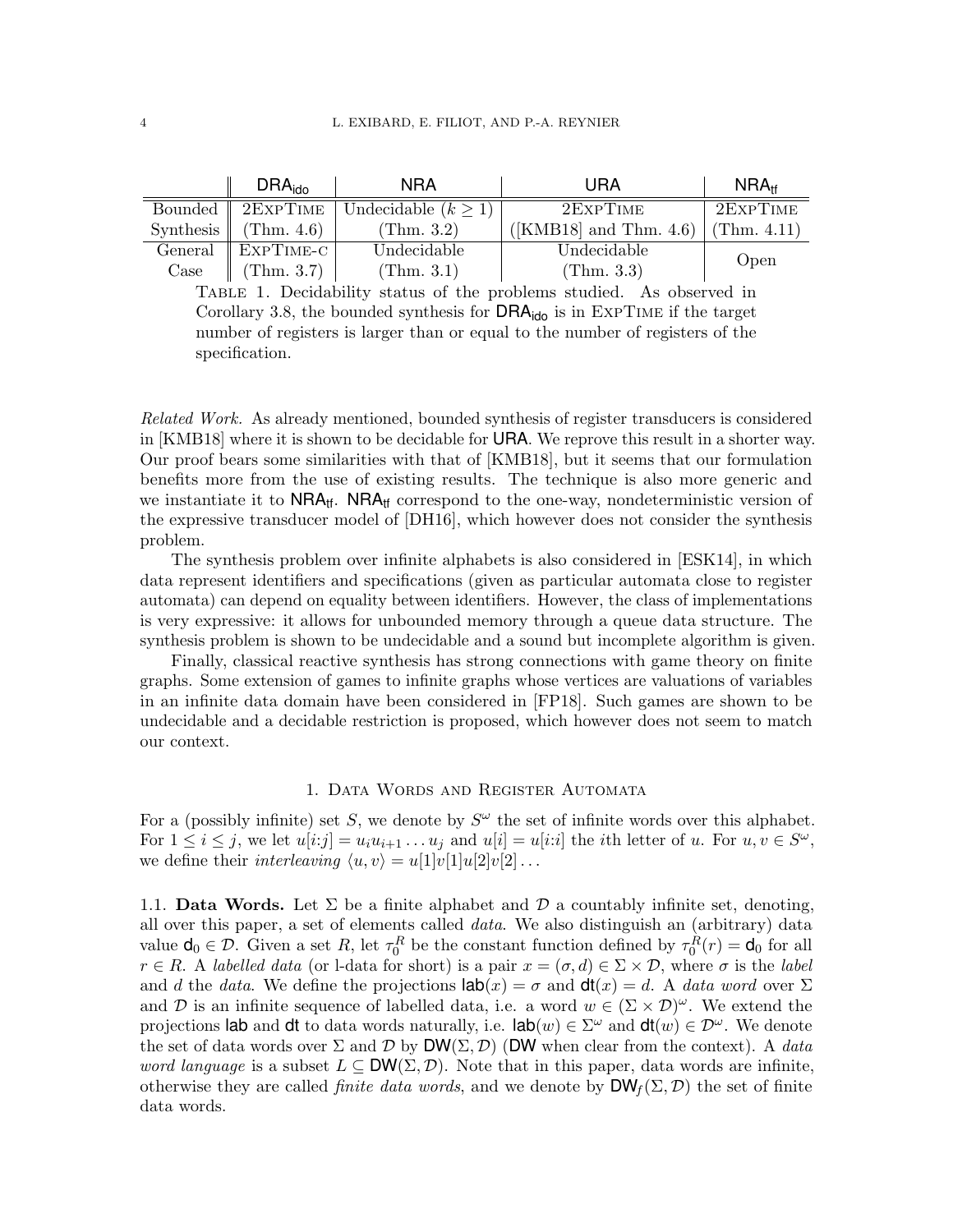| | $\mathsf{DRA_{ido}}$ | $\mathsf{NRA}$ | $\mathsf{URA}$ | $\mathsf{NRA_{tf}}$ |
|---|---|---|---|---|
| Bounded Synthesis | 2ExpTime (Thm. 4.6) | Undecidable ($k \geq 1$) (Thm. 3.2) | 2ExpTime ([KMB18] and Thm. 4.6) | 2ExpTime (Thm. 4.11) |
| General Case | ExpTime-c (Thm. 3.7) | Undecidable (Thm. 3.1) | Undecidable (Thm. 3.3) | Open |

Table 1. Decidability status of the problems studied. As observed in Corollary 3.8, the bounded synthesis for $\mathsf{DRA_{ido}}$ is in ExpTime if the target number of registers is larger than or equal to the number of registers of the specification.

*Related Work.* As already mentioned, bounded synthesis of register transducers is considered in [KMB18] where it is shown to be decidable for $\mathsf{URA}$. We reprove this result in a shorter way. Our proof bears some similarities with that of [KMB18], but it seems that our formulation benefits more from the use of existing results. The technique is also more generic and we instantiate it to $\mathsf{NRA_{tf}}$. $\mathsf{NRA_{tf}}$ correspond to the one-way, nondeterministic version of the expressive transducer model of [DH16], which however does not consider the synthesis problem.

The synthesis problem over infinite alphabets is also considered in [ESK14], in which data represent identifiers and specifications (given as particular automata close to register automata) can depend on equality between identifiers. However, the class of implementations is very expressive: it allows for unbounded memory through a queue data structure. The synthesis problem is shown to be undecidable and a sound but incomplete algorithm is given.

Finally, classical reactive synthesis has strong connections with game theory on finite graphs. Some extension of games to infinite graphs whose vertices are valuations of variables in an infinite data domain have been considered in [FP18]. Such games are shown to be undecidable and a decidable restriction is proposed, which however does not seem to match our context.

## 1. Data Words and Register Automata

For a (possibly infinite) set $S$, we denote by $S^\omega$ the set of infinite words over this alphabet. For $1 \leq i \leq j$, we let $u[i{:}j] = u_i u_{i+1} \dots u_j$ and $u[i] = u[i{:}i]$ the $i$th letter of $u$. For $u, v \in S^\omega$, we define their *interleaving* $\langle u, v \rangle = u[1]v[1]u[2]v[2]\dots$

1.1. **Data Words.** Let $\Sigma$ be a finite alphabet and $\mathcal{D}$ a countably infinite set, denoting, all over this paper, a set of elements called *data*. We also distinguish an (arbitrary) data value $\mathsf{d}_0 \in \mathcal{D}$. Given a set $R$, let $\tau_0^R$ be the constant function defined by $\tau_0^R(r) = \mathsf{d}_0$ for all $r \in R$. A *labelled data* (or l-data for short) is a pair $x = (\sigma, d) \in \Sigma \times \mathcal{D}$, where $\sigma$ is the *label* and $d$ the *data*. We define the projections $\mathsf{lab}(x) = \sigma$ and $\mathsf{dt}(x) = d$. A *data word* over $\Sigma$ and $\mathcal{D}$ is an infinite sequence of labelled data, i.e. a word $w \in (\Sigma \times \mathcal{D})^\omega$. We extend the projections $\mathsf{lab}$ and $\mathsf{dt}$ to data words naturally, i.e. $\mathsf{lab}(w) \in \Sigma^\omega$ and $\mathsf{dt}(w) \in \mathcal{D}^\omega$. We denote the set of data words over $\Sigma$ and $\mathcal{D}$ by $\mathsf{DW}(\Sigma, \mathcal{D})$ ($\mathsf{DW}$ when clear from the context). A *data word language* is a subset $L \subseteq \mathsf{DW}(\Sigma, \mathcal{D})$. Note that in this paper, data words are infinite, otherwise they are called *finite data words*, and we denote by $\mathsf{DW}_f(\Sigma, \mathcal{D})$ the set of finite data words.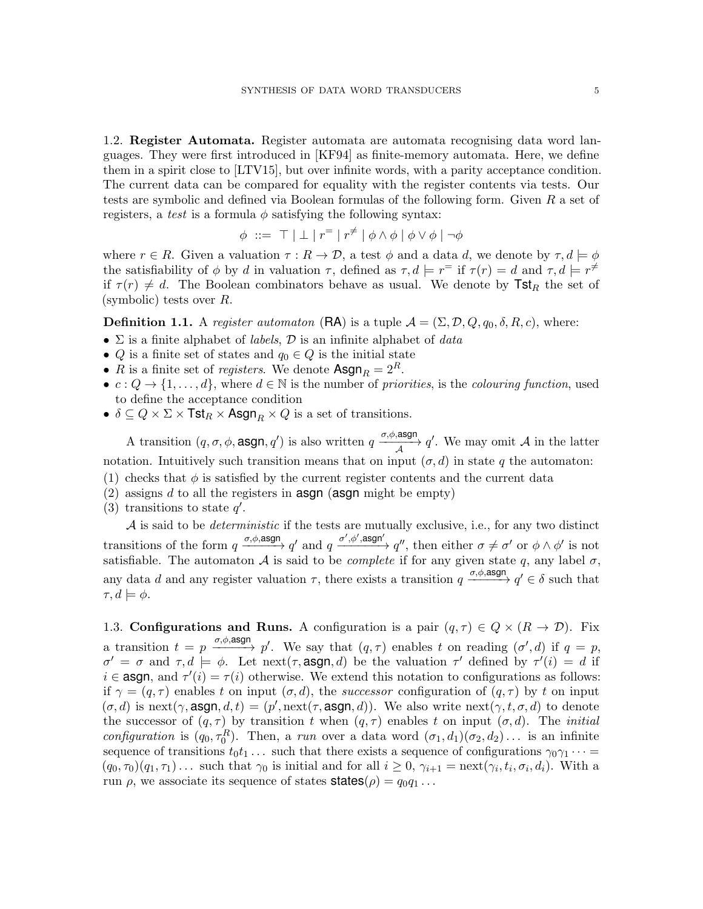1.2. **Register Automata.** Register automata are automata recognising data word languages. They were first introduced in [KF94] as finite-memory automata. Here, we define them in a spirit close to [LTV15], but over infinite words, with a parity acceptance condition. The current data can be compared for equality with the register contents via tests. Our tests are symbolic and defined via Boolean formulas of the following form. Given $R$ a set of registers, a *test* is a formula $\phi$ satisfying the following syntax:

$$\phi \ ::= \ \top \mid \bot \mid r^{=} \mid r^{\neq} \mid \phi \wedge \phi \mid \phi \vee \phi \mid \neg \phi$$

where $r \in R$. Given a valuation $\tau : R \to \mathcal{D}$, a test $\phi$ and a data $d$, we denote by $\tau, d \models \phi$ the satisfiability of $\phi$ by $d$ in valuation $\tau$, defined as $\tau, d \models r^{=}$ if $\tau(r) = d$ and $\tau, d \models r^{\neq}$ if $\tau(r) \neq d$. The Boolean combinators behave as usual. We denote by $\mathsf{Tst}_R$ the set of (symbolic) tests over $R$.

**Definition 1.1.** A *register automaton* (RA) is a tuple $\mathcal{A} = (\Sigma, \mathcal{D}, Q, q_0, \delta, R, c)$, where:

- $\Sigma$ is a finite alphabet of *labels*, $\mathcal{D}$ is an infinite alphabet of *data*
- $Q$ is a finite set of states and $q_0 \in Q$ is the initial state
- $R$ is a finite set of *registers*. We denote $\mathsf{Asgn}_R = 2^R$.
- $c : Q \to \{1, \dots, d\}$, where $d \in \mathbb{N}$ is the number of *priorities*, is the *colouring function*, used to define the acceptance condition
- $\delta \subseteq Q \times \Sigma \times \mathsf{Tst}_R \times \mathsf{Asgn}_R \times Q$ is a set of transitions.

A transition $(q, \sigma, \phi, \mathsf{asgn}, q')$ is also written $q \xrightarrow[\mathcal{A}]{\sigma, \phi, \mathsf{asgn}} q'$. We may omit $\mathcal{A}$ in the latter notation. Intuitively such transition means that on input $(\sigma, d)$ in state $q$ the automaton:

1. checks that $\phi$ is satisfied by the current register contents and the current data
2. assigns $d$ to all the registers in $\mathsf{asgn}$ ($\mathsf{asgn}$ might be empty)
3. transitions to state $q'$.

$\mathcal{A}$ is said to be *deterministic* if the tests are mutually exclusive, i.e., for any two distinct transitions of the form $q \xrightarrow{\sigma, \phi, \mathsf{asgn}} q'$ and $q \xrightarrow{\sigma', \phi', \mathsf{asgn}'} q''$, then either $\sigma \neq \sigma'$ or $\phi \wedge \phi'$ is not satisfiable. The automaton $\mathcal{A}$ is said to be *complete* if for any given state $q$, any label $\sigma$, any data $d$ and any register valuation $\tau$, there exists a transition $q \xrightarrow{\sigma, \phi, \mathsf{asgn}} q' \in \delta$ such that $\tau, d \models \phi$.

1.3. **Configurations and Runs.** A configuration is a pair $(q, \tau) \in Q \times (R \to \mathcal{D})$. Fix a transition $t = p \xrightarrow{\sigma, \phi, \mathsf{asgn}} p'$. We say that $(q, \tau)$ enables $t$ on reading $(\sigma', d)$ if $q = p$, $\sigma' = \sigma$ and $\tau, d \models \phi$. Let $\mathrm{next}(\tau, \mathsf{asgn}, d)$ be the valuation $\tau'$ defined by $\tau'(i) = d$ if $i \in \mathsf{asgn}$, and $\tau'(i) = \tau(i)$ otherwise. We extend this notation to configurations as follows: if $\gamma = (q, \tau)$ enables $t$ on input $(\sigma, d)$, the *successor* configuration of $(q, \tau)$ by $t$ on input $(\sigma, d)$ is $\mathrm{next}(\gamma, \mathsf{asgn}, d, t) = (p', \mathrm{next}(\tau, \mathsf{asgn}, d))$. We also write $\mathrm{next}(\gamma, t, \sigma, d)$ to denote the successor of $(q, \tau)$ by transition $t$ when $(q, \tau)$ enables $t$ on input $(\sigma, d)$. The *initial configuration* is $(q_0, \tau_0^R)$. Then, a *run* over a data word $(\sigma_1, d_1)(\sigma_2, d_2) \dots$ is an infinite sequence of transitions $t_0 t_1 \dots$ such that there exists a sequence of configurations $\gamma_0 \gamma_1 \dots = (q_0, \tau_0)(q_1, \tau_1) \dots$ such that $\gamma_0$ is initial and for all $i \geq 0$, $\gamma_{i+1} = \mathrm{next}(\gamma_i, t_i, \sigma_i, d_i)$. With a run $\rho$, we associate its sequence of states $\mathsf{states}(\rho) = q_0 q_1 \dots$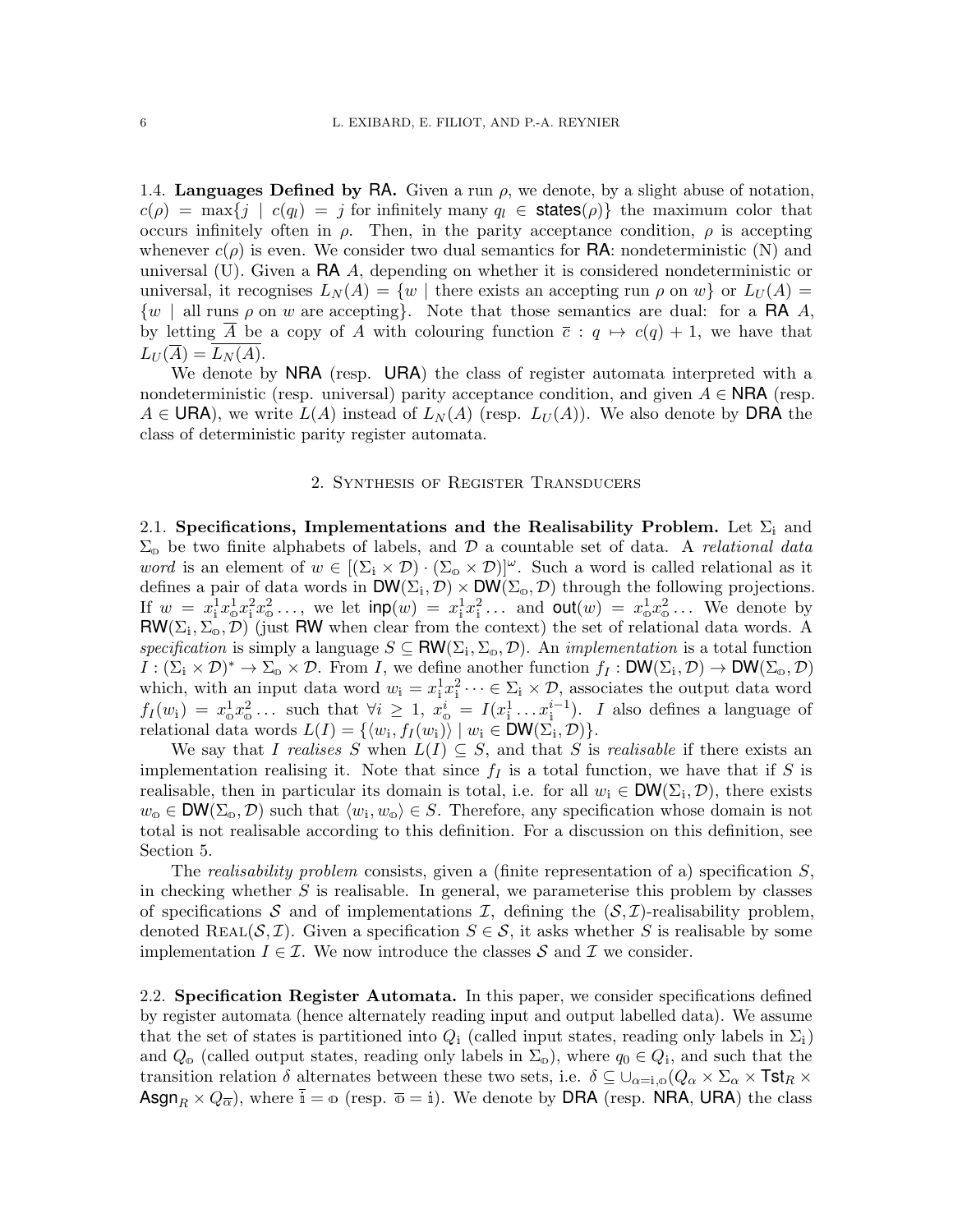1.4. **Languages Defined by RA.** Given a run $\rho$, we denote, by a slight abuse of notation, $c(\rho) = \max\{j \mid c(q_l) = j \text{ for infinitely many } q_l \in \mathsf{states}(\rho)\}$ the maximum color that occurs infinitely often in $\rho$. Then, in the parity acceptance condition, $\rho$ is accepting whenever $c(\rho)$ is even. We consider two dual semantics for $\mathsf{RA}$: nondeterministic (N) and universal (U). Given a $\mathsf{RA}$ $A$, depending on whether it is considered nondeterministic or universal, it recognises $L_N(A) = \{w \mid \text{there exists an accepting run } \rho \text{ on } w\}$ or $L_U(A) = \{w \mid \text{all runs } \rho \text{ on } w \text{ are accepting}\}$. Note that those semantics are dual: for a $\mathsf{RA}$ $A$, by letting $\overline{A}$ be a copy of $A$ with colouring function $\overline{c} : q \mapsto c(q) + 1$, we have that $L_U(\overline{A}) = \overline{L_N(A)}$.

We denote by $\mathsf{NRA}$ (resp. $\mathsf{URA}$) the class of register automata interpreted with a nondeterministic (resp. universal) parity acceptance condition, and given $A \in \mathsf{NRA}$ (resp. $A \in \mathsf{URA}$), we write $L(A)$ instead of $L_N(A)$ (resp. $L_U(A)$). We also denote by $\mathsf{DRA}$ the class of deterministic parity register automata.

## 2. Synthesis of Register Transducers

2.1. **Specifications, Implementations and the Realisability Problem.** Let $\Sigma_{\mathbb{i}}$ and $\Sigma_{\mathbb{o}}$ be two finite alphabets of labels, and $\mathcal{D}$ a countable set of data. A *relational data word* is an element of $w \in [(\Sigma_{\mathbb{i}} \times \mathcal{D}) \cdot (\Sigma_{\mathbb{o}} \times \mathcal{D})]^\omega$. Such a word is called relational as it defines a pair of data words in $\mathsf{DW}(\Sigma_{\mathbb{i}}, \mathcal{D}) \times \mathsf{DW}(\Sigma_{\mathbb{o}}, \mathcal{D})$ through the following projections. If $w = x_{\mathbb{i}}^1 x_{\mathbb{o}}^1 x_{\mathbb{i}}^2 x_{\mathbb{o}}^2 \dots$, we let $\mathsf{inp}(w) = x_{\mathbb{i}}^1 x_{\mathbb{i}}^2 \dots$ and $\mathsf{out}(w) = x_{\mathbb{o}}^1 x_{\mathbb{o}}^2 \dots$ We denote by $\mathsf{RW}(\Sigma_{\mathbb{i}}, \Sigma_{\mathbb{o}}, \mathcal{D})$ (just $\mathsf{RW}$ when clear from the context) the set of relational data words. A *specification* is simply a language $S \subseteq \mathsf{RW}(\Sigma_{\mathbb{i}}, \Sigma_{\mathbb{o}}, \mathcal{D})$. An *implementation* is a total function $I : (\Sigma_{\mathbb{i}} \times \mathcal{D})^* \to \Sigma_{\mathbb{o}} \times \mathcal{D}$. From $I$, we define another function $f_I : \mathsf{DW}(\Sigma_{\mathbb{i}}, \mathcal{D}) \to \mathsf{DW}(\Sigma_{\mathbb{o}}, \mathcal{D})$ which, with an input data word $w_{\mathbb{i}} = x_{\mathbb{i}}^1 x_{\mathbb{i}}^2 \dots \in \Sigma_{\mathbb{i}} \times \mathcal{D}$, associates the output data word $f_I(w_{\mathbb{i}}) = x_{\mathbb{o}}^1 x_{\mathbb{o}}^2 \dots$ such that $\forall i \geq 1,\ x_{\mathbb{o}}^i = I(x_{\mathbb{i}}^1 \dots x_{\mathbb{i}}^{i-1})$. $I$ also defines a language of relational data words $L(I) = \{\langle w_{\mathbb{i}}, f_I(w_{\mathbb{i}}) \rangle \mid w_{\mathbb{i}} \in \mathsf{DW}(\Sigma_{\mathbb{i}}, \mathcal{D})\}$.

We say that $I$ *realises* $S$ when $L(I) \subseteq S$, and that $S$ is *realisable* if there exists an implementation realising it. Note that since $f_I$ is a total function, we have that if $S$ is realisable, then in particular its domain is total, i.e. for all $w_{\mathbb{i}} \in \mathsf{DW}(\Sigma_{\mathbb{i}}, \mathcal{D})$, there exists $w_{\mathbb{o}} \in \mathsf{DW}(\Sigma_{\mathbb{o}}, \mathcal{D})$ such that $\langle w_{\mathbb{i}}, w_{\mathbb{o}} \rangle \in S$. Therefore, any specification whose domain is not total is not realisable according to this definition. For a discussion on this definition, see Section 5.

The *realisability problem* consists, given a (finite representation of a) specification $S$, in checking whether $S$ is realisable. In general, we parameterise this problem by classes of specifications $\mathcal{S}$ and of implementations $\mathcal{I}$, defining the $(\mathcal{S}, \mathcal{I})$-realisability problem, denoted $\textsc{Real}(\mathcal{S}, \mathcal{I})$. Given a specification $S \in \mathcal{S}$, it asks whether $S$ is realisable by some implementation $I \in \mathcal{I}$. We now introduce the classes $\mathcal{S}$ and $\mathcal{I}$ we consider.

2.2. **Specification Register Automata.** In this paper, we consider specifications defined by register automata (hence alternately reading input and output labelled data). We assume that the set of states is partitioned into $Q_{\mathbb{i}}$ (called input states, reading only labels in $\Sigma_{\mathbb{i}}$) and $Q_{\mathbb{o}}$ (called output states, reading only labels in $\Sigma_{\mathbb{o}}$), where $q_0 \in Q_{\mathbb{i}}$, and such that the transition relation $\delta$ alternates between these two sets, i.e. $\delta \subseteq \cup_{\alpha = \mathbb{i}, \mathbb{o}}(Q_\alpha \times \Sigma_\alpha \times \mathsf{Tst}_R \times \mathsf{Asgn}_R \times Q_{\overline{\alpha}})$, where $\overline{\mathbb{i}} = \mathbb{o}$ (resp. $\overline{\mathbb{o}} = \mathbb{i}$). We denote by $\mathsf{DRA}$ (resp. $\mathsf{NRA}$, $\mathsf{URA}$) the class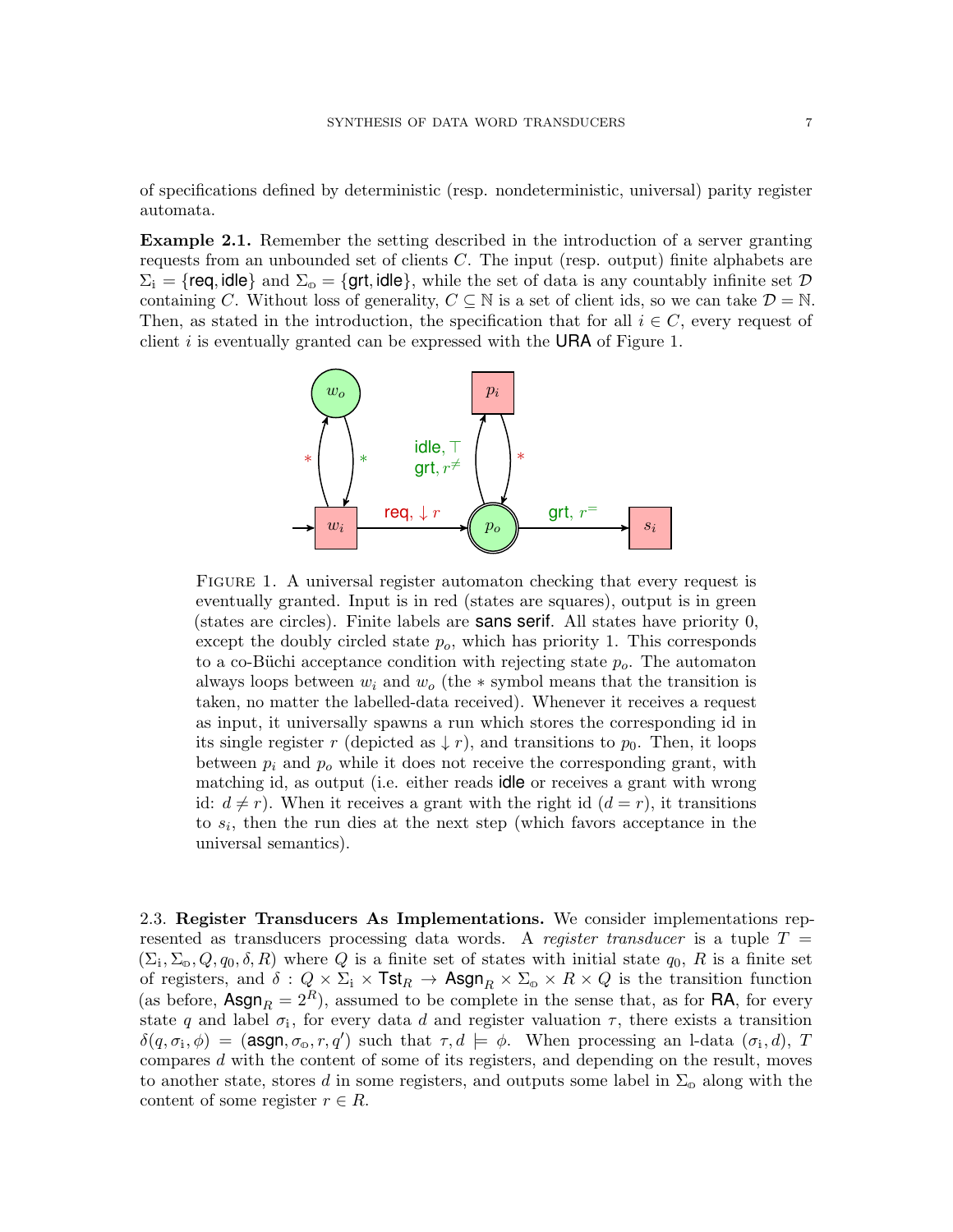of specifications defined by deterministic (resp. nondeterministic, universal) parity register automata.

**Example 2.1.** Remember the setting described in the introduction of a server granting requests from an unbounded set of clients $C$. The input (resp. output) finite alphabets are $\Sigma_{\mathbb{i}} = \{\mathsf{req}, \mathsf{idle}\}$ and $\Sigma_{\mathbb{o}} = \{\mathsf{grt}, \mathsf{idle}\}$, while the set of data is any countably infinite set $\mathcal{D}$ containing $C$. Without loss of generality, $C \subseteq \mathbb{N}$ is a set of client ids, so we can take $\mathcal{D} = \mathbb{N}$. Then, as stated in the introduction, the specification that for all $i \in C$, every request of client $i$ is eventually granted can be expressed with the URA of Figure 1.

Figure 1. A universal register automaton checking that every request is eventually granted. Input is in red (states are squares), output is in green (states are circles). Finite labels are sans serif. All states have priority 0, except the doubly circled state $p_o$, which has priority 1. This corresponds to a co-Büchi acceptance condition with rejecting state $p_o$. The automaton always loops between $w_i$ and $w_o$ (the $*$ symbol means that the transition is taken, no matter the labelled-data received). Whenever it receives a request as input, it universally spawns a run which stores the corresponding id in its single register $r$ (depicted as $\downarrow r$), and transitions to $p_0$. Then, it loops between $p_i$ and $p_o$ while it does not receive the corresponding grant, with matching id, as output (i.e. either reads idle or receives a grant with wrong id: $d \neq r$). When it receives a grant with the right id ($d = r$), it transitions to $s_i$, then the run dies at the next step (which favors acceptance in the universal semantics).

### 2.3. Register Transducers As Implementations.

We consider implementations represented as transducers processing data words. A *register transducer* is a tuple $T = (\Sigma_{\mathbb{i}}, \Sigma_{\mathbb{o}}, Q, q_0, \delta, R)$ where $Q$ is a finite set of states with initial state $q_0$, $R$ is a finite set of registers, and $\delta : Q \times \Sigma_{\mathbb{i}} \times \mathsf{Tst}_R \rightarrow \mathsf{Asgn}_R \times \Sigma_{\mathbb{o}} \times R \times Q$ is the transition function (as before, $\mathsf{Asgn}_R = 2^R$), assumed to be complete in the sense that, as for RA, for every state $q$ and label $\sigma_{\mathbb{i}}$, for every data $d$ and register valuation $\tau$, there exists a transition $\delta(q, \sigma_{\mathbb{i}}, \phi) = (\mathsf{asgn}, \sigma_{\mathbb{o}}, r, q')$ such that $\tau, d \models \phi$. When processing an l-data $(\sigma_{\mathbb{i}}, d)$, $T$ compares $d$ with the content of some of its registers, and depending on the result, moves to another state, stores $d$ in some registers, and outputs some label in $\Sigma_{\mathbb{o}}$ along with the content of some register $r \in R$.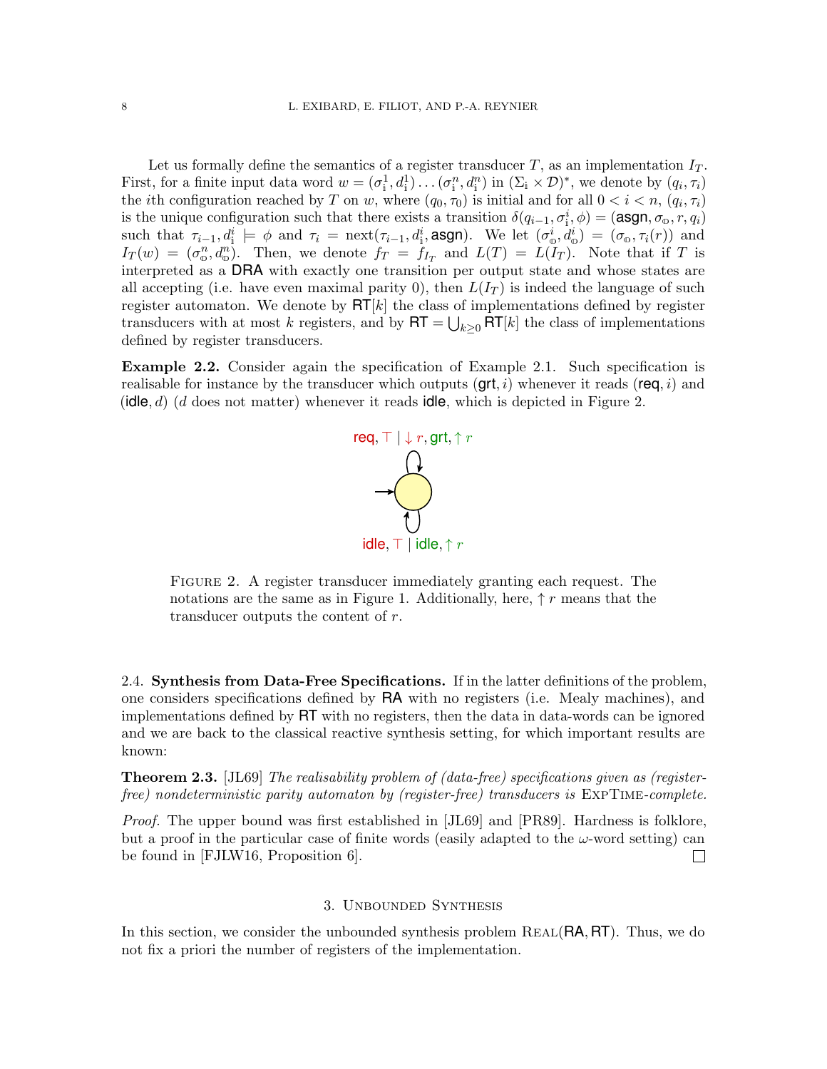Let us formally define the semantics of a register transducer $T$, as an implementation $I_T$. First, for a finite input data word $w = (\sigma_{\mathbb{i}}^1, d_{\mathbb{i}}^1) \dots (\sigma_{\mathbb{i}}^n, d_{\mathbb{i}}^n)$ in $(\Sigma_{\mathbb{i}} \times \mathcal{D})^*$, we denote by $(q_i, \tau_i)$ the $i$th configuration reached by $T$ on $w$, where $(q_0, \tau_0)$ is initial and for all $0 < i < n$, $(q_i, \tau_i)$ is the unique configuration such that there exists a transition $\delta(q_{i-1}, \sigma_{\mathbb{i}}^i, \phi) = (\mathsf{asgn}, \sigma_{\mathbb{o}}, r, q_i)$ such that $\tau_{i-1}, d_{\mathbb{i}}^i \models \phi$ and $\tau_i = \mathrm{next}(\tau_{i-1}, d_{\mathbb{i}}^i, \mathsf{asgn})$. We let $(\sigma_{\mathbb{o}}^i, d_{\mathbb{o}}^i) = (\sigma_{\mathbb{o}}, \tau_i(r))$ and $I_T(w) = (\sigma_{\mathbb{o}}^n, d_{\mathbb{o}}^n)$. Then, we denote $f_T = f_{I_T}$ and $L(T) = L(I_T)$. Note that if $T$ is interpreted as a $\mathsf{DRA}$ with exactly one transition per output state and whose states are all accepting (i.e. have even maximal parity 0), then $L(I_T)$ is indeed the language of such register automaton. We denote by $\mathsf{RT}[k]$ the class of implementations defined by register transducers with at most $k$ registers, and by $\mathsf{RT} = \bigcup_{k \geq 0} \mathsf{RT}[k]$ the class of implementations defined by register transducers.

**Example 2.2.** Consider again the specification of Example 2.1. Such specification is realisable for instance by the transducer which outputs $(\mathsf{grt}, i)$ whenever it reads $(\mathsf{req}, i)$ and $(\mathsf{idle}, d)$ ($d$ does not matter) whenever it reads $\mathsf{idle}$, which is depicted in Figure 2.

$\mathsf{req}, \top \mid \downarrow r, \mathsf{grt}, \uparrow r$

$\mathsf{idle}, \top \mid \mathsf{idle}, \uparrow r$

Figure 2. A register transducer immediately granting each request. The notations are the same as in Figure 1. Additionally, here, $\uparrow r$ means that the transducer outputs the content of $r$.

2.4. **Synthesis from Data-Free Specifications.** If in the latter definitions of the problem, one considers specifications defined by $\mathsf{RA}$ with no registers (i.e. Mealy machines), and implementations defined by $\mathsf{RT}$ with no registers, then the data in data-words can be ignored and we are back to the classical reactive synthesis setting, for which important results are known:

**Theorem 2.3.** [JL69] *The realisability problem of (data-free) specifications given as (register-free) nondeterministic parity automaton by (register-free) transducers is* ExpTime*-complete.*

*Proof.* The upper bound was first established in [JL69] and [PR89]. Hardness is folklore, but a proof in the particular case of finite words (easily adapted to the $\omega$-word setting) can be found in [FJLW16, Proposition 6]. $\square$

## 3. Unbounded Synthesis

In this section, we consider the unbounded synthesis problem $\textsc{Real}(\mathsf{RA}, \mathsf{RT})$. Thus, we do not fix a priori the number of registers of the implementation.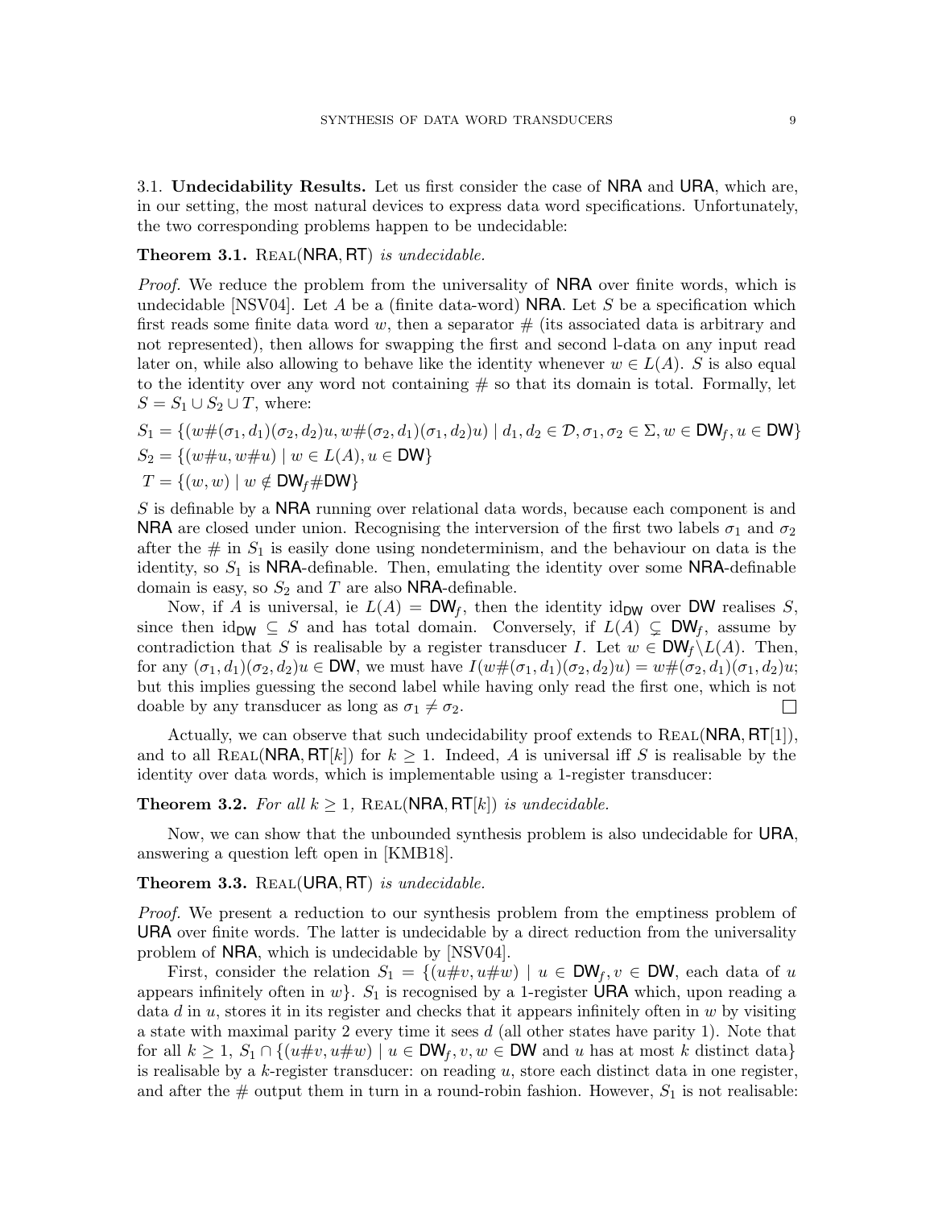3.1. **Undecidability Results.** Let us first consider the case of NRA and URA, which are, in our setting, the most natural devices to express data word specifications. Unfortunately, the two corresponding problems happen to be undecidable:

**Theorem 3.1.** Real(NRA, RT) *is undecidable.*

*Proof.* We reduce the problem from the universality of NRA over finite words, which is undecidable [NSV04]. Let $A$ be a (finite data-word) NRA. Let $S$ be a specification which first reads some finite data word $w$, then a separator # (its associated data is arbitrary and not represented), then allows for swapping the first and second l-data on any input read later on, while also allowing to behave like the identity whenever $w \in L(A)$. $S$ is also equal to the identity over any word not containing # so that its domain is total. Formally, let $S = S_1 \cup S_2 \cup T$, where:

$$S_1 = \{(w\#(\sigma_1, d_1)(\sigma_2, d_2)u, w\#(\sigma_2, d_1)(\sigma_1, d_2)u) \mid d_1, d_2 \in \mathcal{D}, \sigma_1, \sigma_2 \in \Sigma, w \in \mathsf{DW}_f, u \in \mathsf{DW}\}$$
$$S_2 = \{(w\#u, w\#u) \mid w \in L(A), u \in \mathsf{DW}\}$$
$$T = \{(w, w) \mid w \notin \mathsf{DW}_f\#\mathsf{DW}\}$$

$S$ is definable by a NRA running over relational data words, because each component is and NRA are closed under union. Recognising the interversion of the first two labels $\sigma_1$ and $\sigma_2$ after the # in $S_1$ is easily done using nondeterminism, and the behaviour on data is the identity, so $S_1$ is NRA-definable. Then, emulating the identity over some NRA-definable domain is easy, so $S_2$ and $T$ are also NRA-definable.

Now, if $A$ is universal, ie $L(A) = \mathsf{DW}_f$, then the identity $\mathrm{id}_{\mathsf{DW}}$ over DW realises $S$, since then $\mathrm{id}_{\mathsf{DW}} \subseteq S$ and has total domain. Conversely, if $L(A) \subsetneq \mathsf{DW}_f$, assume by contradiction that $S$ is realisable by a register transducer $I$. Let $w \in \mathsf{DW}_f \backslash L(A)$. Then, for any $(\sigma_1, d_1)(\sigma_2, d_2)u \in \mathsf{DW}$, we must have $I(w\#(\sigma_1, d_1)(\sigma_2, d_2)u) = w\#(\sigma_2, d_1)(\sigma_1, d_2)u$; but this implies guessing the second label while having only read the first one, which is not doable by any transducer as long as $\sigma_1 \neq \sigma_2$. □

Actually, we can observe that such undecidability proof extends to Real(NRA, RT[1]), and to all Real(NRA, RT[$k$]) for $k \geq 1$. Indeed, $A$ is universal iff $S$ is realisable by the identity over data words, which is implementable using a 1-register transducer:

**Theorem 3.2.** *For all $k \geq 1$,* Real(NRA, RT[$k$]) *is undecidable.*

Now, we can show that the unbounded synthesis problem is also undecidable for URA, answering a question left open in [KMB18].

**Theorem 3.3.** Real(URA, RT) *is undecidable.*

*Proof.* We present a reduction to our synthesis problem from the emptiness problem of URA over finite words. The latter is undecidable by a direct reduction from the universality problem of NRA, which is undecidable by [NSV04].

First, consider the relation $S_1 = \{(u\#v, u\#w) \mid u \in \mathsf{DW}_f, v \in \mathsf{DW}$, each data of $u$ appears infinitely often in $w\}$. $S_1$ is recognised by a 1-register URA which, upon reading a data $d$ in $u$, stores it in its register and checks that it appears infinitely often in $w$ by visiting a state with maximal parity 2 every time it sees $d$ (all other states have parity 1). Note that for all $k \geq 1$, $S_1 \cap \{(u\#v, u\#w) \mid u \in \mathsf{DW}_f, v, w \in \mathsf{DW}$ and $u$ has at most $k$ distinct data$\}$ is realisable by a $k$-register transducer: on reading $u$, store each distinct data in one register, and after the # output them in turn in a round-robin fashion. However, $S_1$ is not realisable: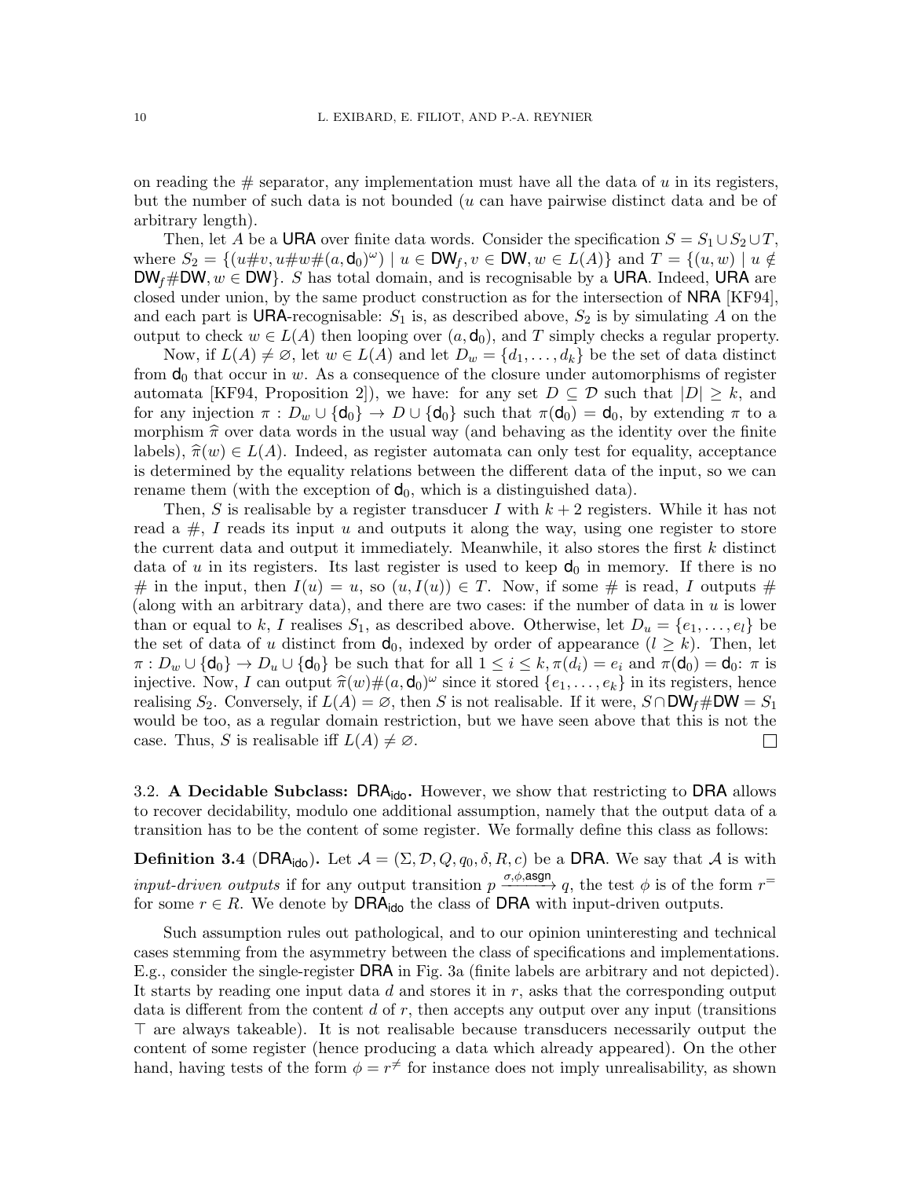on reading the $\#$ separator, any implementation must have all the data of $u$ in its registers, but the number of such data is not bounded ($u$ can have pairwise distinct data and be of arbitrary length).

Then, let $A$ be a URA over finite data words. Consider the specification $S = S_1 \cup S_2 \cup T$, where $S_2 = \{(u\#v, u\#w\#(a, \mathsf{d}_0)^\omega) \mid u \in \mathsf{DW}_f, v \in \mathsf{DW}, w \in L(A)\}$ and $T = \{(u, w) \mid u \notin \mathsf{DW}_f\#\mathsf{DW}, w \in \mathsf{DW}\}$. $S$ has total domain, and is recognisable by a URA. Indeed, URA are closed under union, by the same product construction as for the intersection of NRA [KF94], and each part is URA-recognisable: $S_1$ is, as described above, $S_2$ is by simulating $A$ on the output to check $w \in L(A)$ then looping over $(a, \mathsf{d}_0)$, and $T$ simply checks a regular property.

Now, if $L(A) \neq \varnothing$, let $w \in L(A)$ and let $D_w = \{d_1, \dots, d_k\}$ be the set of data distinct from $\mathsf{d}_0$ that occur in $w$. As a consequence of the closure under automorphisms of register automata [KF94, Proposition 2]), we have: for any set $D \subseteq \mathcal{D}$ such that $|D| \geq k$, and for any injection $\pi : D_w \cup \{\mathsf{d}_0\} \to D \cup \{\mathsf{d}_0\}$ such that $\pi(\mathsf{d}_0) = \mathsf{d}_0$, by extending $\pi$ to a morphism $\widehat{\pi}$ over data words in the usual way (and behaving as the identity over the finite labels), $\widehat{\pi}(w) \in L(A)$. Indeed, as register automata can only test for equality, acceptance is determined by the equality relations between the different data of the input, so we can rename them (with the exception of $\mathsf{d}_0$, which is a distinguished data).

Then, $S$ is realisable by a register transducer $I$ with $k + 2$ registers. While it has not read a $\#$, $I$ reads its input $u$ and outputs it along the way, using one register to store the current data and output it immediately. Meanwhile, it also stores the first $k$ distinct data of $u$ in its registers. Its last register is used to keep $\mathsf{d}_0$ in memory. If there is no $\#$ in the input, then $I(u) = u$, so $(u, I(u)) \in T$. Now, if some $\#$ is read, $I$ outputs $\#$ (along with an arbitrary data), and there are two cases: if the number of data in $u$ is lower than or equal to $k$, $I$ realises $S_1$, as described above. Otherwise, let $D_u = \{e_1, \dots, e_l\}$ be the set of data of $u$ distinct from $\mathsf{d}_0$, indexed by order of appearance ($l \geq k$). Then, let $\pi : D_w \cup \{\mathsf{d}_0\} \to D_u \cup \{\mathsf{d}_0\}$ be such that for all $1 \leq i \leq k, \pi(d_i) = e_i$ and $\pi(\mathsf{d}_0) = \mathsf{d}_0$: $\pi$ is injective. Now, $I$ can output $\widehat{\pi}(w)\#(a, \mathsf{d}_0)^\omega$ since it stored $\{e_1, \dots, e_k\}$ in its registers, hence realising $S_2$. Conversely, if $L(A) = \varnothing$, then $S$ is not realisable. If it were, $S \cap \mathsf{DW}_f\#\mathsf{DW} = S_1$ would be too, as a regular domain restriction, but we have seen above that this is not the case. Thus, $S$ is realisable iff $L(A) \neq \varnothing$. □

### 3.2. A Decidable Subclass: $\mathsf{DRA}_{\mathsf{ido}}$.

However, we show that restricting to DRA allows to recover decidability, modulo one additional assumption, namely that the output data of a transition has to be the content of some register. We formally define this class as follows:

**Definition 3.4** ($\mathsf{DRA}_{\mathsf{ido}}$). Let $\mathcal{A} = (\Sigma, \mathcal{D}, Q, q_0, \delta, R, c)$ be a DRA. We say that $\mathcal{A}$ is with *input-driven outputs* if for any output transition $p \xrightarrow{\sigma, \phi, \mathsf{asgn}} q$, the test $\phi$ is of the form $r^=$ for some $r \in R$. We denote by $\mathsf{DRA}_{\mathsf{ido}}$ the class of DRA with input-driven outputs.

Such assumption rules out pathological, and to our opinion uninteresting and technical cases stemming from the asymmetry between the class of specifications and implementations. E.g., consider the single-register DRA in Fig. 3a (finite labels are arbitrary and not depicted). It starts by reading one input data $d$ and stores it in $r$, asks that the corresponding output data is different from the content $d$ of $r$, then accepts any output over any input (transitions $\top$ are always takeable). It is not realisable because transducers necessarily output the content of some register (hence producing a data which already appeared). On the other hand, having tests of the form $\phi = r^{\neq}$ for instance does not imply unrealisability, as shown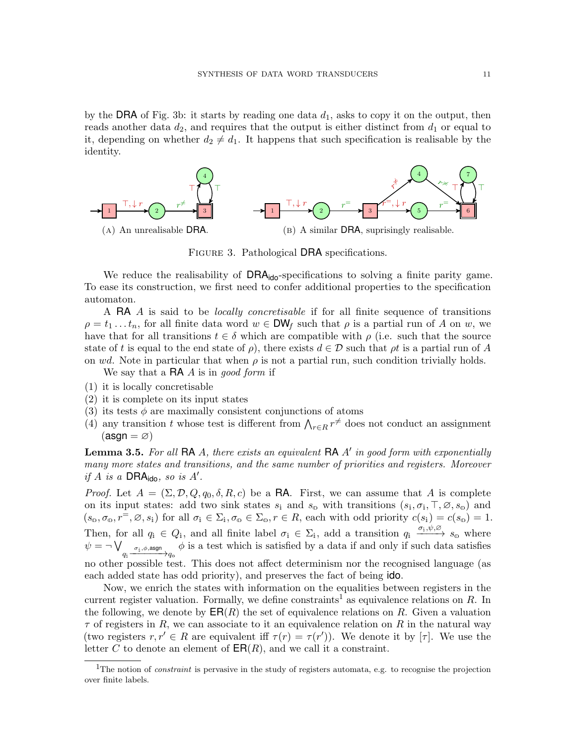by the DRA of Fig. 3b: it starts by reading one data $d_1$, asks to copy it on the output, then reads another data $d_2$, and requires that the output is either distinct from $d_1$ or equal to it, depending on whether $d_2 \neq d_1$. It happens that such specification is realisable by the identity.

(A) An unrealisable DRA.

(B) A similar DRA, suprisingly realisable.

FIGURE 3. Pathological DRA specifications.

We reduce the realisability of $\mathsf{DRA}_{\mathsf{ido}}$-specifications to solving a finite parity game. To ease its construction, we first need to confer additional properties to the specification automaton.

A RA $A$ is said to be *locally concretisable* if for all finite sequence of transitions $\rho = t_1 \dots t_n$, for all finite data word $w \in \mathsf{DW}_f$ such that $\rho$ is a partial run of $A$ on $w$, we have that for all transitions $t \in \delta$ which are compatible with $\rho$ (i.e. such that the source state of $t$ is equal to the end state of $\rho$), there exists $d \in \mathcal{D}$ such that $\rho t$ is a partial run of $A$ on $wd$. Note in particular that when $\rho$ is not a partial run, such condition trivially holds.

We say that a RA $A$ is in *good form* if

(1) it is locally concretisable
(2) it is complete on its input states
(3) its tests $\phi$ are maximally consistent conjunctions of atoms
(4) any transition $t$ whose test is different from $\bigwedge_{r \in R} r^{\neq}$ does not conduct an assignment ($\mathsf{asgn} = \varnothing$)

**Lemma 3.5.** *For all RA $A$, there exists an equivalent RA $A'$ in good form with exponentially many more states and transitions, and the same number of priorities and registers. Moreover if $A$ is a $\mathsf{DRA}_{\mathsf{ido}}$, so is $A'$.*

*Proof.* Let $A = (\Sigma, \mathcal{D}, Q, q_0, \delta, R, c)$ be a RA. First, we can assume that $A$ is complete on its input states: add two sink states $s_{\mathbb{i}}$ and $s_{\mathbb{o}}$ with transitions $(s_{\mathbb{i}}, \sigma_{\mathbb{i}}, \top, \varnothing, s_{\mathbb{o}})$ and $(s_{\mathbb{o}}, \sigma_{\mathbb{o}}, r^{=}, \varnothing, s_{\mathbb{i}})$ for all $\sigma_{\mathbb{i}} \in \Sigma_{\mathbb{i}}, \sigma_{\mathbb{o}} \in \Sigma_{\mathbb{o}}, r \in R$, each with odd priority $c(s_{\mathbb{i}}) = c(s_{\mathbb{o}}) = 1$. Then, for all $q_{\mathbb{i}} \in Q_{\mathbb{i}}$, and all finite label $\sigma_{\mathbb{i}} \in \Sigma_{\mathbb{i}}$, add a transition $q_{\mathbb{i}} \xrightarrow{\sigma_{\mathbb{i}}, \psi, \varnothing} s_{\mathbb{o}}$ where $\psi = \neg \bigvee_{q_{\mathbb{i}} \xrightarrow{\sigma_{\mathbb{i}}, \phi, \mathsf{asgn}} q_{\mathbb{o}}} \phi$ is a test which is satisfied by a data if and only if such data satisfies no other possible test. This does not affect determinism nor the recognised language (as each added state has odd priority), and preserves the fact of being ido.

Now, we enrich the states with information on the equalities between registers in the current register valuation. Formally, we define constraints[1] as equivalence relations on $R$. In the following, we denote by $\mathsf{ER}(R)$ the set of equivalence relations on $R$. Given a valuation $\tau$ of registers in $R$, we can associate to it an equivalence relation on $R$ in the natural way (two registers $r, r' \in R$ are equivalent iff $\tau(r) = \tau(r')$). We denote it by $[\tau]$. We use the letter $C$ to denote an element of $\mathsf{ER}(R)$, and we call it a constraint.

[1] The notion of *constraint* is pervasive in the study of registers automata, e.g. to recognise the projection over finite labels.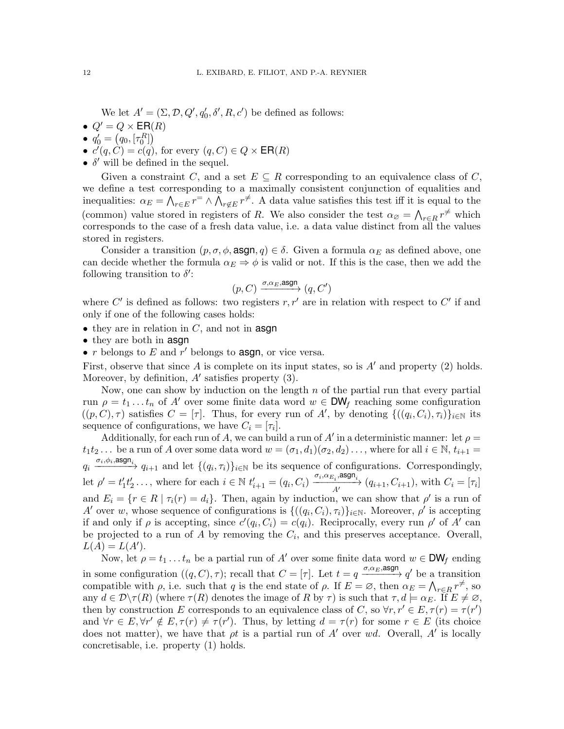We let $A' = (\Sigma, \mathcal{D}, Q', q_0', \delta', R, c')$ be defined as follows:

- $Q' = Q \times \mathsf{ER}(R)$
- $q_0' = \left(q_0, [\tau_0^R]\right)$
- $c'(q, C) = c(q)$, for every $(q, C) \in Q \times \mathsf{ER}(R)$
- $\delta'$ will be defined in the sequel.

Given a constraint $C$, and a set $E \subseteq R$ corresponding to an equivalence class of $C$, we define a test corresponding to a maximally consistent conjunction of equalities and inequalities: $\alpha_E = \bigwedge_{r \in E} r^= \wedge \bigwedge_{r \notin E} r^{\neq}$. A data value satisfies this test iff it is equal to the (common) value stored in registers of $R$. We also consider the test $\alpha_\varnothing = \bigwedge_{r \in R} r^{\neq}$ which corresponds to the case of a fresh data value, i.e. a data value distinct from all the values stored in registers.

Consider a transition $(p, \sigma, \phi, \mathsf{asgn}, q) \in \delta$. Given a formula $\alpha_E$ as defined above, one can decide whether the formula $\alpha_E \Rightarrow \phi$ is valid or not. If this is the case, then we add the following transition to $\delta'$:

$$(p, C) \xrightarrow{\sigma, \alpha_E, \mathsf{asgn}} (q, C')$$

where $C'$ is defined as follows: two registers $r, r'$ are in relation with respect to $C'$ if and only if one of the following cases holds:

- they are in relation in $C$, and not in $\mathsf{asgn}$
- they are both in $\mathsf{asgn}$
- $r$ belongs to $E$ and $r'$ belongs to $\mathsf{asgn}$, or vice versa.

First, observe that since $A$ is complete on its input states, so is $A'$ and property (2) holds. Moreover, by definition, $A'$ satisfies property (3).

Now, one can show by induction on the length $n$ of the partial run that every partial run $\rho = t_1 \dots t_n$ of $A'$ over some finite data word $w \in \mathsf{DW}_f$ reaching some configuration $((p, C), \tau)$ satisfies $C = [\tau]$. Thus, for every run of $A'$, by denoting $\{((q_i, C_i), \tau_i)\}_{i \in \mathbb{N}}$ its sequence of configurations, we have $C_i = [\tau_i]$.

Additionally, for each run of $A$, we can build a run of $A'$ in a deterministic manner: let $\rho = t_1 t_2 \dots$ be a run of $A$ over some data word $w = (\sigma_1, d_1)(\sigma_2, d_2)\dots$, where for all $i \in \mathbb{N}$, $t_{i+1} = q_i \xrightarrow{\sigma_i, \phi_i, \mathsf{asgn}_i} q_{i+1}$ and let $\{(q_i, \tau_i)\}_{i \in \mathbb{N}}$ be its sequence of configurations. Correspondingly, let $\rho' = t_1' t_2' \dots$, where for each $i \in \mathbb{N}$ $t_{i+1}' = (q_i, C_i) \xrightarrow[A']{\sigma_i, \alpha_{E_i}, \mathsf{asgn}_i} (q_{i+1}, C_{i+1})$, with $C_i = [\tau_i]$ and $E_i = \{r \in R \mid \tau_i(r) = d_i\}$. Then, again by induction, we can show that $\rho'$ is a run of $A'$ over $w$, whose sequence of configurations is $\{((q_i, C_i), \tau_i)\}_{i \in \mathbb{N}}$. Moreover, $\rho'$ is accepting if and only if $\rho$ is accepting, since $c'(q_i, C_i) = c(q_i)$. Reciprocally, every run $\rho'$ of $A'$ can be projected to a run of $A$ by removing the $C_i$, and this preserves acceptance. Overall, $L(A) = L(A')$.

Now, let $\rho = t_1 \dots t_n$ be a partial run of $A'$ over some finite data word $w \in \mathsf{DW}_f$ ending in some configuration $((q, C), \tau)$; recall that $C = [\tau]$. Let $t = q \xrightarrow{\sigma, \alpha_E, \mathsf{asgn}} q'$ be a transition compatible with $\rho$, i.e. such that $q$ is the end state of $\rho$. If $E = \varnothing$, then $\alpha_E = \bigwedge_{r \in R} r^{\neq}$, so any $d \in \mathcal{D} \backslash \tau(R)$ (where $\tau(R)$ denotes the image of $R$ by $\tau$) is such that $\tau, d \models \alpha_E$. If $E \neq \varnothing$, then by construction $E$ corresponds to an equivalence class of $C$, so $\forall r, r' \in E, \tau(r) = \tau(r')$ and $\forall r \in E, \forall r' \notin E, \tau(r) \neq \tau(r')$. Thus, by letting $d = \tau(r)$ for some $r \in E$ (its choice does not matter), we have that $\rho t$ is a partial run of $A'$ over $wd$. Overall, $A'$ is locally concretisable, i.e. property (1) holds.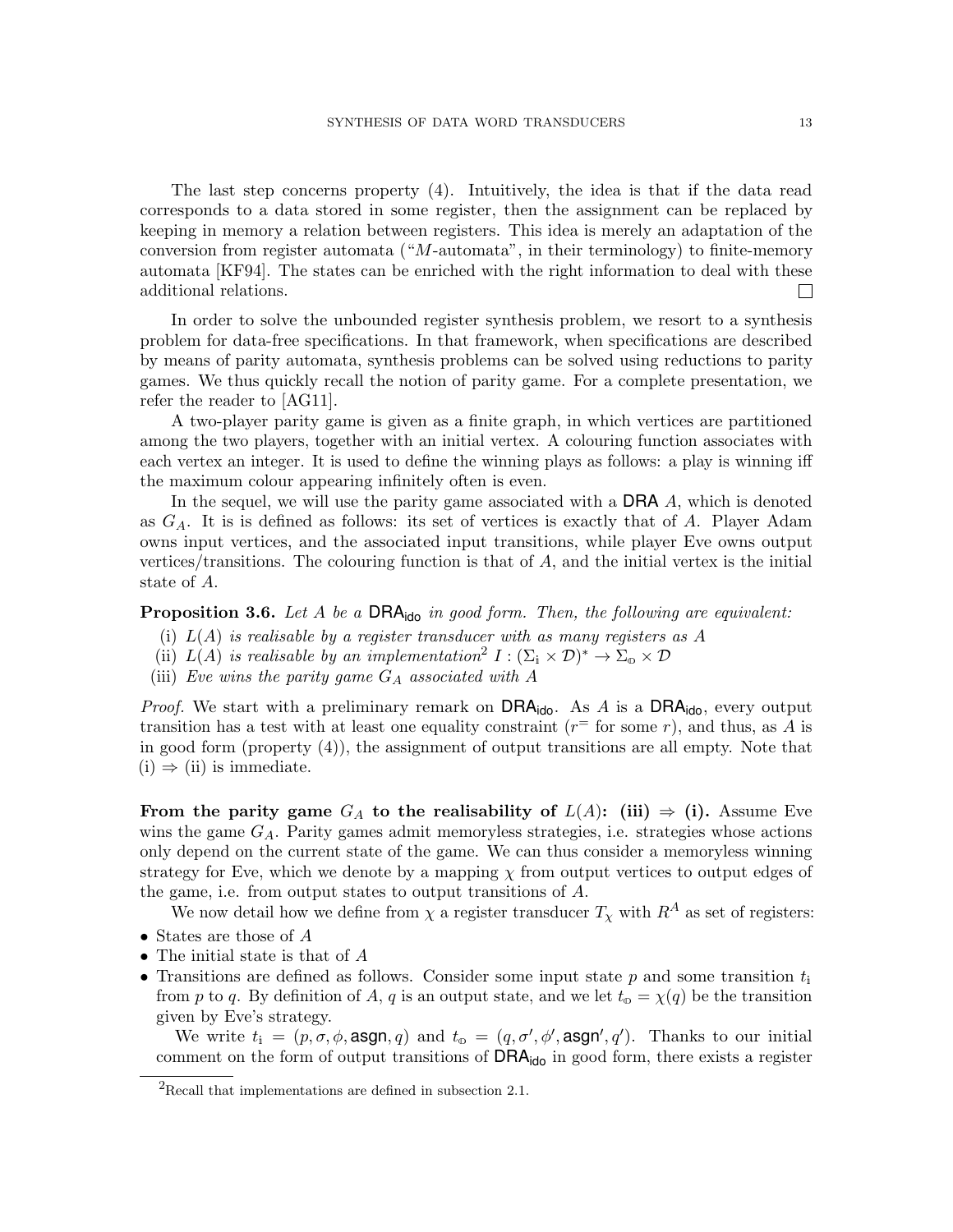The last step concerns property (4). Intuitively, the idea is that if the data read corresponds to a data stored in some register, then the assignment can be replaced by keeping in memory a relation between registers. This idea is merely an adaptation of the conversion from register automata ("$M$-automata", in their terminology) to finite-memory automata [KF94]. The states can be enriched with the right information to deal with these additional relations. □

In order to solve the unbounded register synthesis problem, we resort to a synthesis problem for data-free specifications. In that framework, when specifications are described by means of parity automata, synthesis problems can be solved using reductions to parity games. We thus quickly recall the notion of parity game. For a complete presentation, we refer the reader to [AG11].

A two-player parity game is given as a finite graph, in which vertices are partitioned among the two players, together with an initial vertex. A colouring function associates with each vertex an integer. It is used to define the winning plays as follows: a play is winning iff the maximum colour appearing infinitely often is even.

In the sequel, we will use the parity game associated with a $\mathsf{DRA}$ $A$, which is denoted as $G_A$. It is is defined as follows: its set of vertices is exactly that of $A$. Player Adam owns input vertices, and the associated input transitions, while player Eve owns output vertices/transitions. The colouring function is that of $A$, and the initial vertex is the initial state of $A$.

**Proposition 3.6.** *Let $A$ be a $\mathsf{DRA}_{\mathsf{ido}}$ in good form. Then, the following are equivalent:*

- (i) *$L(A)$ is realisable by a register transducer with as many registers as $A$*
- (ii) *$L(A)$ is realisable by an implementation[2] $I : (\Sigma_{\mathbb{i}} \times \mathcal{D})^* \to \Sigma_{\mathbb{o}} \times \mathcal{D}$*
- (iii) *Eve wins the parity game $G_A$ associated with $A$*

*Proof.* We start with a preliminary remark on $\mathsf{DRA}_{\mathsf{ido}}$. As $A$ is a $\mathsf{DRA}_{\mathsf{ido}}$, every output transition has a test with at least one equality constraint ($r^=$ for some $r$), and thus, as $A$ is in good form (property (4)), the assignment of output transitions are all empty. Note that (i) $\Rightarrow$ (ii) is immediate.

**From the parity game $G_A$ to the realisability of $L(A)$: (iii) $\Rightarrow$ (i).** Assume Eve wins the game $G_A$. Parity games admit memoryless strategies, i.e. strategies whose actions only depend on the current state of the game. We can thus consider a memoryless winning strategy for Eve, which we denote by a mapping $\chi$ from output vertices to output edges of the game, i.e. from output states to output transitions of $A$.

We now detail how we define from $\chi$ a register transducer $T_\chi$ with $R^A$ as set of registers:

- States are those of $A$
- The initial state is that of $A$
- Transitions are defined as follows. Consider some input state $p$ and some transition $t_{\mathbb{i}}$ from $p$ to $q$. By definition of $A$, $q$ is an output state, and we let $t_{\mathbb{o}} = \chi(q)$ be the transition given by Eve's strategy.

  We write $t_{\mathbb{i}} = (p, \sigma, \phi, \mathsf{asgn}, q)$ and $t_{\mathbb{o}} = (q, \sigma', \phi', \mathsf{asgn}', q')$. Thanks to our initial comment on the form of output transitions of $\mathsf{DRA}_{\mathsf{ido}}$ in good form, there exists a register

[2]Recall that implementations are defined in subsection 2.1.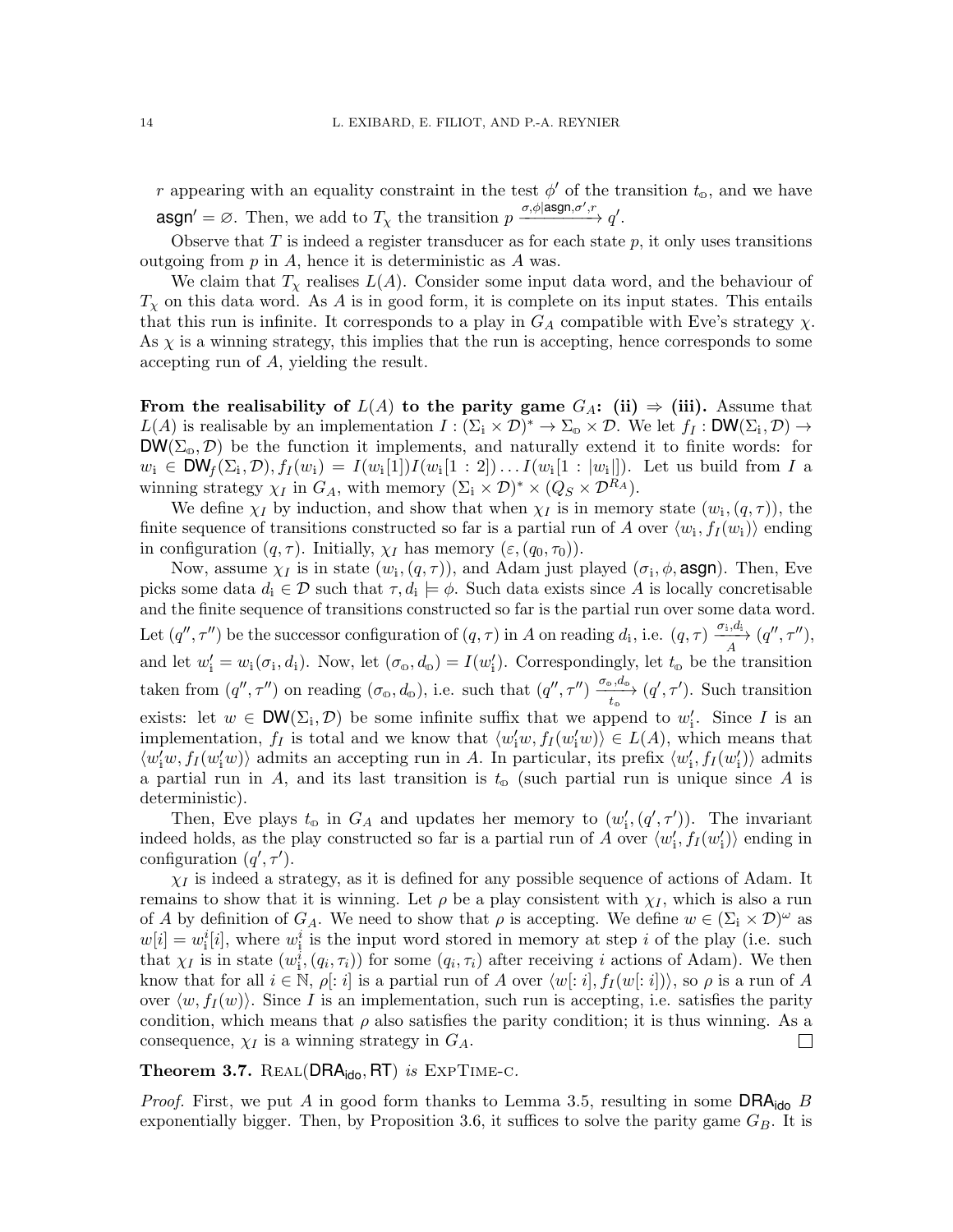$r$ appearing with an equality constraint in the test $\phi'$ of the transition $t_{\mathbb{o}}$, and we have $\mathsf{asgn}' = \varnothing$. Then, we add to $T_\chi$ the transition $p \xrightarrow{\sigma,\phi|\mathsf{asgn},\sigma',r} q'$.

Observe that $T$ is indeed a register transducer as for each state $p$, it only uses transitions outgoing from $p$ in $A$, hence it is deterministic as $A$ was.

We claim that $T_\chi$ realises $L(A)$. Consider some input data word, and the behaviour of $T_\chi$ on this data word. As $A$ is in good form, it is complete on its input states. This entails that this run is infinite. It corresponds to a play in $G_A$ compatible with Eve's strategy $\chi$. As $\chi$ is a winning strategy, this implies that the run is accepting, hence corresponds to some accepting run of $A$, yielding the result.

**From the realisability of $L(A)$ to the parity game $G_A$: (ii) $\Rightarrow$ (iii).** Assume that $L(A)$ is realisable by an implementation $I : (\Sigma_{\mathbb{i}} \times \mathcal{D})^* \to \Sigma_{\mathbb{o}} \times \mathcal{D}$. We let $f_I : \mathsf{DW}(\Sigma_{\mathbb{i}}, \mathcal{D}) \to \mathsf{DW}(\Sigma_{\mathbb{o}}, \mathcal{D})$ be the function it implements, and naturally extend it to finite words: for $w_{\mathbb{i}} \in \mathsf{DW}_f(\Sigma_{\mathbb{i}}, \mathcal{D}), f_I(w_{\mathbb{i}}) = I(w_{\mathbb{i}}[1])I(w_{\mathbb{i}}[1:2])\dots I(w_{\mathbb{i}}[1:|w_{\mathbb{i}}|])$. Let us build from $I$ a winning strategy $\chi_I$ in $G_A$, with memory $(\Sigma_{\mathbb{i}} \times \mathcal{D})^* \times (Q_S \times \mathcal{D}^{R_A})$.

We define $\chi_I$ by induction, and show that when $\chi_I$ is in memory state $(w_{\mathbb{i}}, (q,\tau))$, the finite sequence of transitions constructed so far is a partial run of $A$ over $\langle w_{\mathbb{i}}, f_I(w_{\mathbb{i}})\rangle$ ending in configuration $(q,\tau)$. Initially, $\chi_I$ has memory $(\varepsilon, (q_0, \tau_0))$.

Now, assume $\chi_I$ is in state $(w_{\mathbb{i}}, (q,\tau))$, and Adam just played $(\sigma_{\mathbb{i}}, \phi, \mathsf{asgn})$. Then, Eve picks some data $d_{\mathbb{i}} \in \mathcal{D}$ such that $\tau, d_{\mathbb{i}} \models \phi$. Such data exists since $A$ is locally concretisable and the finite sequence of transitions constructed so far is the partial run over some data word. Let $(q'', \tau'')$ be the successor configuration of $(q,\tau)$ in $A$ on reading $d_{\mathbb{i}}$, i.e. $(q,\tau) \xrightarrow[A]{\sigma_{\mathbb{i}}, d_{\mathbb{i}}} (q'', \tau'')$, and let $w'_{\mathbb{i}} = w_{\mathbb{i}}(\sigma_{\mathbb{i}}, d_{\mathbb{i}})$. Now, let $(\sigma_{\mathbb{o}}, d_{\mathbb{o}}) = I(w'_{\mathbb{i}})$. Correspondingly, let $t_{\mathbb{o}}$ be the transition taken from $(q'', \tau'')$ on reading $(\sigma_{\mathbb{o}}, d_{\mathbb{o}})$, i.e. such that $(q'', \tau'') \xrightarrow[t_{\mathbb{o}}]{\sigma_{\mathbb{o}}, d_{\mathbb{o}}} (q', \tau')$. Such transition exists: let $w \in \mathsf{DW}(\Sigma_{\mathbb{i}}, \mathcal{D})$ be some infinite suffix that we append to $w'_{\mathbb{i}}$. Since $I$ is an implementation, $f_I$ is total and we know that $\langle w'_{\mathbb{i}} w, f_I(w'_{\mathbb{i}} w)\rangle \in L(A)$, which means that $\langle w'_{\mathbb{i}} w, f_I(w'_{\mathbb{i}} w)\rangle$ admits an accepting run in $A$. In particular, its prefix $\langle w'_{\mathbb{i}}, f_I(w'_{\mathbb{i}})\rangle$ admits a partial run in $A$, and its last transition is $t_{\mathbb{o}}$ (such partial run is unique since $A$ is deterministic).

Then, Eve plays $t_{\mathbb{o}}$ in $G_A$ and updates her memory to $(w'_{\mathbb{i}}, (q', \tau'))$. The invariant indeed holds, as the play constructed so far is a partial run of $A$ over $\langle w'_{\mathbb{i}}, f_I(w'_{\mathbb{i}})\rangle$ ending in configuration $(q', \tau')$.

$\chi_I$ is indeed a strategy, as it is defined for any possible sequence of actions of Adam. It remains to show that it is winning. Let $\rho$ be a play consistent with $\chi_I$, which is also a run of $A$ by definition of $G_A$. We need to show that $\rho$ is accepting. We define $w \in (\Sigma_{\mathbb{i}} \times \mathcal{D})^\omega$ as $w[i] = w^i_{\mathbb{i}}[i]$, where $w^i_{\mathbb{i}}$ is the input word stored in memory at step $i$ of the play (i.e. such that $\chi_I$ is in state $(w^i_{\mathbb{i}}, (q_i, \tau_i))$ for some $(q_i, \tau_i)$ after receiving $i$ actions of Adam). We then know that for all $i \in \mathbb{N}$, $\rho[:i]$ is a partial run of $A$ over $\langle w[:i], f_I(w[:i])\rangle$, so $\rho$ is a run of $A$ over $\langle w, f_I(w)\rangle$. Since $I$ is an implementation, such run is accepting, i.e. satisfies the parity condition, which means that $\rho$ also satisfies the parity condition; it is thus winning. As a consequence, $\chi_I$ is a winning strategy in $G_A$. $\square$

**Theorem 3.7.** $\textsc{Real}(\mathsf{DRA}_{\mathsf{ido}}, \mathsf{RT})$ *is* $\textsc{ExpTime}$-c.

*Proof.* First, we put $A$ in good form thanks to Lemma 3.5, resulting in some $\mathsf{DRA}_{\mathsf{ido}}$ $B$ exponentially bigger. Then, by Proposition 3.6, it suffices to solve the parity game $G_B$. It is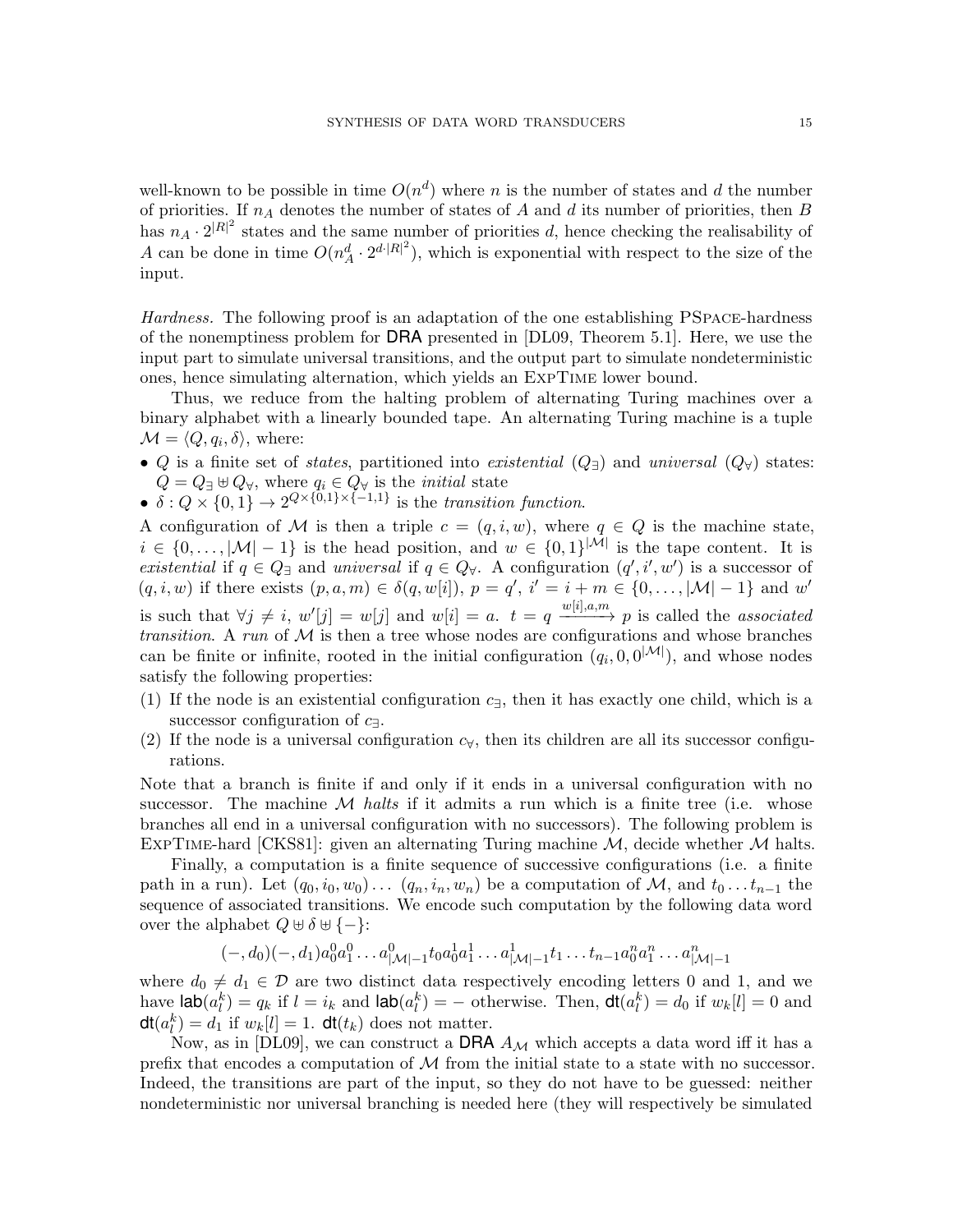well-known to be possible in time $O(n^d)$ where $n$ is the number of states and $d$ the number of priorities. If $n_A$ denotes the number of states of $A$ and $d$ its number of priorities, then $B$ has $n_A \cdot 2^{|R|^2}$ states and the same number of priorities $d$, hence checking the realisability of $A$ can be done in time $O(n_A^d \cdot 2^{d \cdot |R|^2})$, which is exponential with respect to the size of the input.

*Hardness.* The following proof is an adaptation of the one establishing PSpace-hardness of the nonemptiness problem for **DRA** presented in [DL09, Theorem 5.1]. Here, we use the input part to simulate universal transitions, and the output part to simulate nondeterministic ones, hence simulating alternation, which yields an ExpTime lower bound.

Thus, we reduce from the halting problem of alternating Turing machines over a binary alphabet with a linearly bounded tape. An alternating Turing machine is a tuple $\mathcal{M} = \langle Q, q_i, \delta \rangle$, where:

- $Q$ is a finite set of *states*, partitioned into *existential* ($Q_\exists$) and *universal* ($Q_\forall$) states: $Q = Q_\exists \uplus Q_\forall$, where $q_i \in Q_\forall$ is the *initial* state
- $\delta : Q \times \{0, 1\} \to 2^{Q \times \{0,1\} \times \{-1,1\}}$ is the *transition function*.

A configuration of $\mathcal{M}$ is then a triple $c = (q, i, w)$, where $q \in Q$ is the machine state, $i \in \{0, \dots, |\mathcal{M}| - 1\}$ is the head position, and $w \in \{0, 1\}^{|\mathcal{M}|}$ is the tape content. It is *existential* if $q \in Q_\exists$ and *universal* if $q \in Q_\forall$. A configuration $(q', i', w')$ is a successor of $(q, i, w)$ if there exists $(p, a, m) \in \delta(q, w[i])$, $p = q'$, $i' = i + m \in \{0, \dots, |\mathcal{M}| - 1\}$ and $w'$ is such that $\forall j \neq i$, $w'[j] = w[j]$ and $w[i] = a$. $t = q \xrightarrow{w[i], a, m} p$ is called the *associated transition*. A *run* of $\mathcal{M}$ is then a tree whose nodes are configurations and whose branches can be finite or infinite, rooted in the initial configuration $(q_i, 0, 0^{|\mathcal{M}|})$, and whose nodes satisfy the following properties:

(1) If the node is an existential configuration $c_\exists$, then it has exactly one child, which is a successor configuration of $c_\exists$.
(2) If the node is a universal configuration $c_\forall$, then its children are all its successor configurations.

Note that a branch is finite if and only if it ends in a universal configuration with no successor. The machine $\mathcal{M}$ *halts* if it admits a run which is a finite tree (i.e. whose branches all end in a universal configuration with no successors). The following problem is ExpTime-hard [CKS81]: given an alternating Turing machine $\mathcal{M}$, decide whether $\mathcal{M}$ halts.

Finally, a computation is a finite sequence of successive configurations (i.e. a finite path in a run). Let $(q_0, i_0, w_0) \dots (q_n, i_n, w_n)$ be a computation of $\mathcal{M}$, and $t_0 \dots t_{n-1}$ the sequence of associated transitions. We encode such computation by the following data word over the alphabet $Q \uplus \delta \uplus \{-\}$:

$$(-, d_0)(-, d_1) a_0^0 a_1^0 \dots a_{|\mathcal{M}|-1}^0 t_0 a_0^1 a_1^1 \dots a_{|\mathcal{M}|-1}^1 t_1 \dots t_{n-1} a_0^n a_1^n \dots a_{|\mathcal{M}|-1}^n$$

where $d_0 \neq d_1 \in \mathcal{D}$ are two distinct data respectively encoding letters 0 and 1, and we have $\mathsf{lab}(a_l^k) = q_k$ if $l = i_k$ and $\mathsf{lab}(a_l^k) = -$ otherwise. Then, $\mathsf{dt}(a_l^k) = d_0$ if $w_k[l] = 0$ and $\mathsf{dt}(a_l^k) = d_1$ if $w_k[l] = 1$. $\mathsf{dt}(t_k)$ does not matter.

Now, as in [DL09], we can construct a **DRA** $A_\mathcal{M}$ which accepts a data word iff it has a prefix that encodes a computation of $\mathcal{M}$ from the initial state to a state with no successor. Indeed, the transitions are part of the input, so they do not have to be guessed: neither nondeterministic nor universal branching is needed here (they will respectively be simulated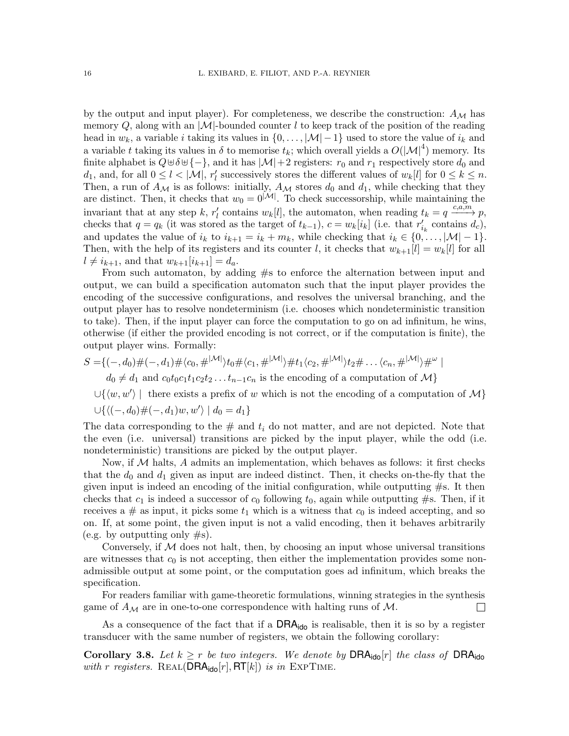by the output and input player). For completeness, we describe the construction: $A_{\mathcal{M}}$ has memory $Q$, along with an $|\mathcal{M}|$-bounded counter $l$ to keep track of the position of the reading head in $w_k$, a variable $i$ taking its values in $\{0, \dots, |\mathcal{M}|-1\}$ used to store the value of $i_k$ and a variable $t$ taking its values in $\delta$ to memorise $t_k$; which overall yields a $O(|\mathcal{M}|^4)$ memory. Its finite alphabet is $Q \uplus \delta \uplus \{-\}$, and it has $|\mathcal{M}|+2$ registers: $r_0$ and $r_1$ respectively store $d_0$ and $d_1$, and, for all $0 \leq l < |\mathcal{M}|$, $r'_l$ successively stores the different values of $w_k[l]$ for $0 \leq k \leq n$. Then, a run of $A_{\mathcal{M}}$ is as follows: initially, $A_{\mathcal{M}}$ stores $d_0$ and $d_1$, while checking that they are distinct. Then, it checks that $w_0 = 0^{|\mathcal{M}|}$. To check successorship, while maintaining the invariant that at any step $k$, $r'_l$ contains $w_k[l]$, the automaton, when reading $t_k = q \xrightarrow{c,a,m} p$, checks that $q = q_k$ (it was stored as the target of $t_{k-1}$), $c = w_k[i_k]$ (i.e. that $r'_{i_k}$ contains $d_c$), and updates the value of $i_k$ to $i_{k+1} = i_k + m_k$, while checking that $i_k \in \{0, \dots, |\mathcal{M}|-1\}$. Then, with the help of its registers and its counter $l$, it checks that $w_{k+1}[l] = w_k[l]$ for all $l \neq i_{k+1}$, and that $w_{k+1}[i_{k+1}] = d_a$.

From such automaton, by adding #s to enforce the alternation between input and output, we can build a specification automaton such that the input player provides the encoding of the successive configurations, and resolves the universal branching, and the output player has to resolve nondeterminism (i.e. chooses which nondeterministic transition to take). Then, if the input player can force the computation to go on ad infinitum, he wins, otherwise (if either the provided encoding is not correct, or if the computation is finite), the output player wins. Formally:

$$
\begin{aligned}
S = \{&(-,d_0)\#(-,d_1)\#\langle c_0, \#^{|\mathcal{M}|}\rangle t_0 \# \langle c_1, \#^{|\mathcal{M}|}\rangle \# t_1 \langle c_2, \#^{|\mathcal{M}|}\rangle t_2 \# \dots \langle c_n, \#^{|\mathcal{M}|}\rangle \#^\omega \mid \\
&d_0 \neq d_1 \text{ and } c_0 t_0 c_1 t_1 c_2 t_2 \dots t_{n-1} c_n \text{ is the encoding of a computation of } \mathcal{M}\} \\
\cup \{&\langle w, w' \rangle \mid \text{ there exists a prefix of } w \text{ which is not the encoding of a computation of } \mathcal{M}\} \\
\cup \{&\langle (-,d_0)\#(-,d_1)w, w' \rangle \mid d_0 = d_1\}
\end{aligned}
$$

The data corresponding to the # and $t_i$ do not matter, and are not depicted. Note that the even (i.e. universal) transitions are picked by the input player, while the odd (i.e. nondeterministic) transitions are picked by the output player.

Now, if $\mathcal{M}$ halts, $A$ admits an implementation, which behaves as follows: it first checks that the $d_0$ and $d_1$ given as input are indeed distinct. Then, it checks on-the-fly that the given input is indeed an encoding of the initial configuration, while outputting #s. It then checks that $c_1$ is indeed a successor of $c_0$ following $t_0$, again while outputting #s. Then, if it receives a # as input, it picks some $t_1$ which is a witness that $c_0$ is indeed accepting, and so on. If, at some point, the given input is not a valid encoding, then it behaves arbitrarily (e.g. by outputting only #s).

Conversely, if $\mathcal{M}$ does not halt, then, by choosing an input whose universal transitions are witnesses that $c_0$ is not accepting, then either the implementation provides some non-admissible output at some point, or the computation goes ad infinitum, which breaks the specification.

For readers familiar with game-theoretic formulations, winning strategies in the synthesis game of $A_{\mathcal{M}}$ are in one-to-one correspondence with halting runs of $\mathcal{M}$. ☐

As a consequence of the fact that if a $\mathsf{DRA}_{\mathsf{ido}}$ is realisable, then it is so by a register transducer with the same number of registers, we obtain the following corollary:

**Corollary 3.8.** *Let $k \geq r$ be two integers. We denote by $\mathsf{DRA}_{\mathsf{ido}}[r]$ the class of $\mathsf{DRA}_{\mathsf{ido}}$ with $r$ registers.* $\textsc{Real}(\mathsf{DRA}_{\mathsf{ido}}[r], \mathsf{RT}[k])$ *is in* $\textsc{ExpTime}$.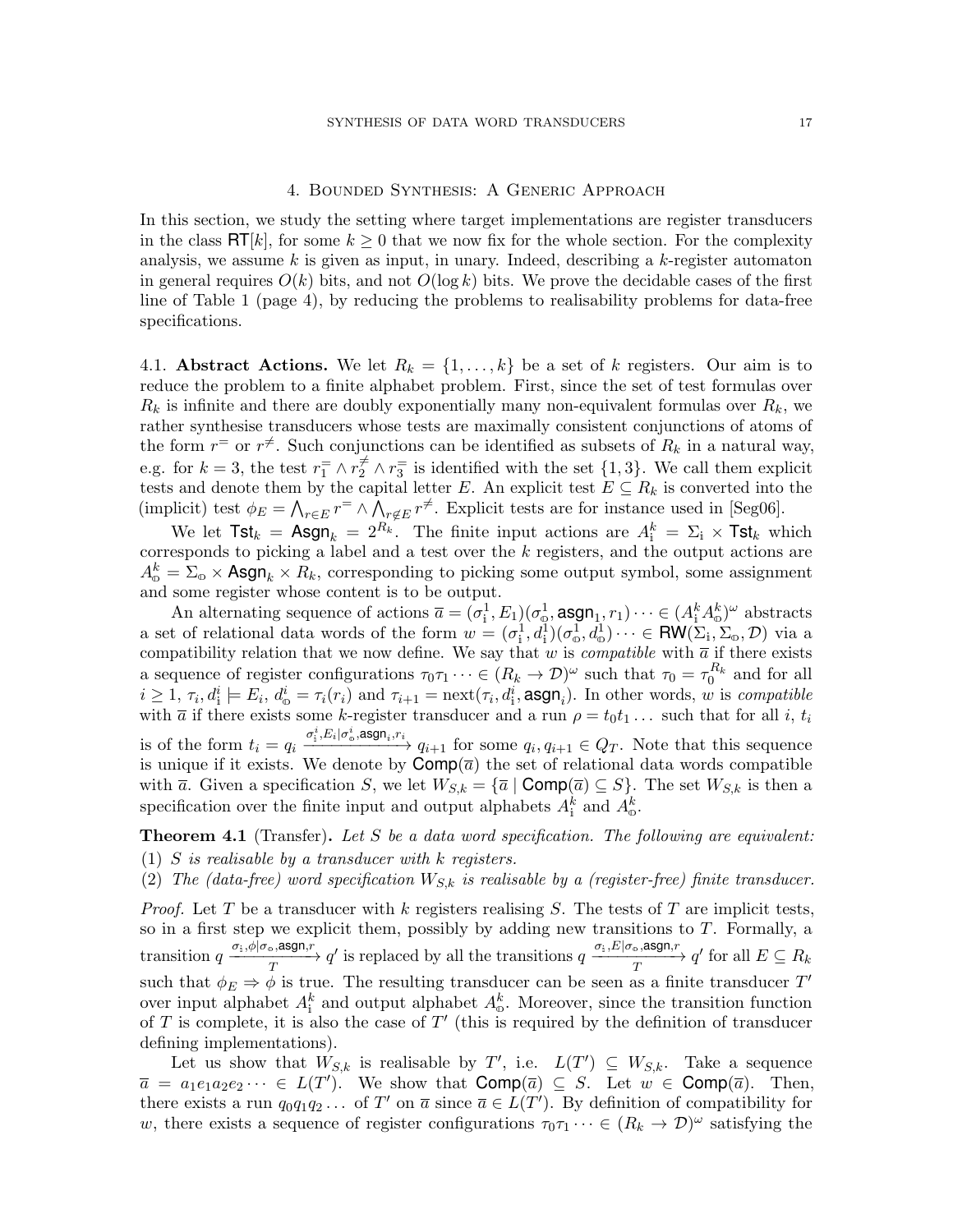## 4. Bounded Synthesis: A Generic Approach

In this section, we study the setting where target implementations are register transducers in the class $\mathsf{RT}[k]$, for some $k \geq 0$ that we now fix for the whole section. For the complexity analysis, we assume $k$ is given as input, in unary. Indeed, describing a $k$-register automaton in general requires $O(k)$ bits, and not $O(\log k)$ bits. We prove the decidable cases of the first line of Table 1 (page 4), by reducing the problems to realisability problems for data-free specifications.

4.1. **Abstract Actions.** We let $R_k = \{1, \dots, k\}$ be a set of $k$ registers. Our aim is to reduce the problem to a finite alphabet problem. First, since the set of test formulas over $R_k$ is infinite and there are doubly exponentially many non-equivalent formulas over $R_k$, we rather synthesise transducers whose tests are maximally consistent conjunctions of atoms of the form $r^=$ or $r^{\neq}$. Such conjunctions can be identified as subsets of $R_k$ in a natural way, e.g. for $k = 3$, the test $r_1^= \wedge r_2^{\neq} \wedge r_3^=$ is identified with the set $\{1, 3\}$. We call them explicit tests and denote them by the capital letter $E$. An explicit test $E \subseteq R_k$ is converted into the (implicit) test $\phi_E = \bigwedge_{r \in E} r^= \wedge \bigwedge_{r \notin E} r^{\neq}$. Explicit tests are for instance used in [Seg06].

We let $\mathsf{Tst}_k = \mathsf{Asgn}_k = 2^{R_k}$. The finite input actions are $A_{\mathbb{i}}^k = \Sigma_{\mathbb{i}} \times \mathsf{Tst}_k$ which corresponds to picking a label and a test over the $k$ registers, and the output actions are $A_{\mathbb{o}}^k = \Sigma_{\mathbb{o}} \times \mathsf{Asgn}_k \times R_k$, corresponding to picking some output symbol, some assignment and some register whose content is to be output.

An alternating sequence of actions $\overline{a} = (\sigma_{\mathbb{i}}^1, E_1)(\sigma_{\mathbb{o}}^1, \mathsf{asgn}_1, r_1) \cdots \in (A_{\mathbb{i}}^k A_{\mathbb{o}}^k)^\omega$ abstracts a set of relational data words of the form $w = (\sigma_{\mathbb{i}}^1, d_{\mathbb{i}}^1)(\sigma_{\mathbb{o}}^1, d_{\mathbb{o}}^1) \cdots \in \mathsf{RW}(\Sigma_{\mathbb{i}}, \Sigma_{\mathbb{o}}, \mathcal{D})$ via a compatibility relation that we now define. We say that $w$ is *compatible* with $\overline{a}$ if there exists a sequence of register configurations $\tau_0 \tau_1 \cdots \in (R_k \to \mathcal{D})^\omega$ such that $\tau_0 = \tau_0^{R_k}$ and for all $i \geq 1$, $\tau_i, d_{\mathbb{i}}^i \models E_i$, $d_{\mathbb{o}}^i = \tau_i(r_i)$ and $\tau_{i+1} = \mathrm{next}(\tau_i, d_{\mathbb{i}}^i, \mathsf{asgn}_i)$. In other words, $w$ is *compatible* with $\overline{a}$ if there exists some $k$-register transducer and a run $\rho = t_0 t_1 \dots$ such that for all $i$, $t_i$ is of the form $t_i = q_i \xrightarrow{\sigma_{\mathbb{i}}^i, E_i | \sigma_{\mathbb{o}}^i, \mathsf{asgn}_i, r_i} q_{i+1}$ for some $q_i, q_{i+1} \in Q_T$. Note that this sequence is unique if it exists. We denote by $\mathsf{Comp}(\overline{a})$ the set of relational data words compatible with $\overline{a}$. Given a specification $S$, we let $W_{S,k} = \{\overline{a} \mid \mathsf{Comp}(\overline{a}) \subseteq S\}$. The set $W_{S,k}$ is then a specification over the finite input and output alphabets $A_{\mathbb{i}}^k$ and $A_{\mathbb{o}}^k$.

**Theorem 4.1** (Transfer)**.** *Let $S$ be a data word specification. The following are equivalent:*
(1) *$S$ is realisable by a transducer with $k$ registers.*
(2) *The (data-free) word specification $W_{S,k}$ is realisable by a (register-free) finite transducer.*

*Proof.* Let $T$ be a transducer with $k$ registers realising $S$. The tests of $T$ are implicit tests, so in a first step we explicit them, possibly by adding new transitions to $T$. Formally, a transition $q \xrightarrow[T]{\sigma_{\mathbb{i}}, \phi | \sigma_{\mathbb{o}}, \mathsf{asgn}, r} q'$ is replaced by all the transitions $q \xrightarrow[T]{\sigma_{\mathbb{i}}, E | \sigma_{\mathbb{o}}, \mathsf{asgn}, r} q'$ for all $E \subseteq R_k$ such that $\phi_E \Rightarrow \phi$ is true. The resulting transducer can be seen as a finite transducer $T'$ over input alphabet $A_{\mathbb{i}}^k$ and output alphabet $A_{\mathbb{o}}^k$. Moreover, since the transition function of $T$ is complete, it is also the case of $T'$ (this is required by the definition of transducer defining implementations).

Let us show that $W_{S,k}$ is realisable by $T'$, i.e. $L(T') \subseteq W_{S,k}$. Take a sequence $\overline{a} = a_1 e_1 a_2 e_2 \cdots \in L(T')$. We show that $\mathsf{Comp}(\overline{a}) \subseteq S$. Let $w \in \mathsf{Comp}(\overline{a})$. Then, there exists a run $q_0 q_1 q_2 \dots$ of $T'$ on $\overline{a}$ since $\overline{a} \in L(T')$. By definition of compatibility for $w$, there exists a sequence of register configurations $\tau_0 \tau_1 \cdots \in (R_k \to \mathcal{D})^\omega$ satisfying the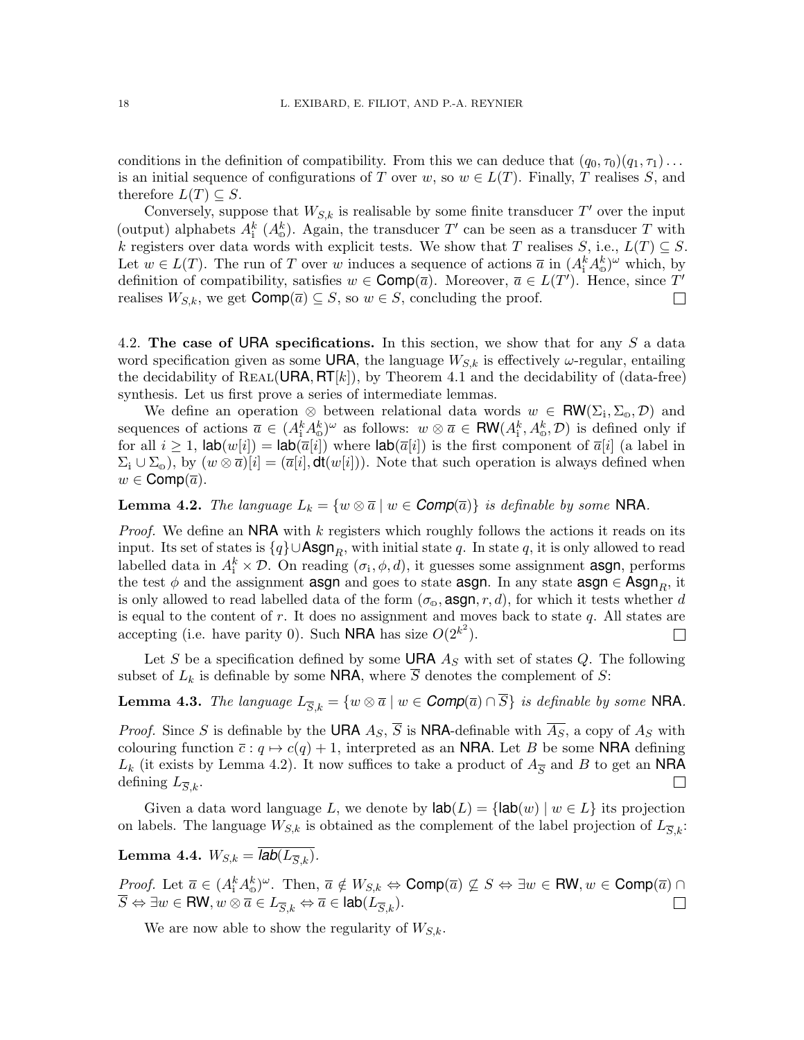conditions in the definition of compatibility. From this we can deduce that $(q_0, \tau_0)(q_1, \tau_1)\dots$ is an initial sequence of configurations of $T$ over $w$, so $w \in L(T)$. Finally, $T$ realises $S$, and therefore $L(T) \subseteq S$.

Conversely, suppose that $W_{S,k}$ is realisable by some finite transducer $T'$ over the input (output) alphabets $A^k_{\mathbb{i}}$ ($A^k_{\mathbb{o}}$). Again, the transducer $T'$ can be seen as a transducer $T$ with $k$ registers over data words with explicit tests. We show that $T$ realises $S$, i.e., $L(T) \subseteq S$. Let $w \in L(T)$. The run of $T$ over $w$ induces a sequence of actions $\overline{a}$ in $(A^k_{\mathbb{i}} A^k_{\mathbb{o}})^\omega$ which, by definition of compatibility, satisfies $w \in \mathsf{Comp}(\overline{a})$. Moreover, $\overline{a} \in L(T')$. Hence, since $T'$ realises $W_{S,k}$, we get $\mathsf{Comp}(\overline{a}) \subseteq S$, so $w \in S$, concluding the proof. □

4.2. **The case of URA specifications.** In this section, we show that for any $S$ a data word specification given as some URA, the language $W_{S,k}$ is effectively $\omega$-regular, entailing the decidability of REAL(URA, RT[$k$]), by Theorem 4.1 and the decidability of (data-free) synthesis. Let us first prove a series of intermediate lemmas.

We define an operation $\otimes$ between relational data words $w \in \mathsf{RW}(\Sigma_{\mathbb{i}}, \Sigma_{\mathbb{o}}, \mathcal{D})$ and sequences of actions $\overline{a} \in (A^k_{\mathbb{i}} A^k_{\mathbb{o}})^\omega$ as follows: $w \otimes \overline{a} \in \mathsf{RW}(A^k_{\mathbb{i}}, A^k_{\mathbb{o}}, \mathcal{D})$ is defined only if for all $i \geq 1$, $\mathsf{lab}(w[i]) = \mathsf{lab}(\overline{a}[i])$ where $\mathsf{lab}(\overline{a}[i])$ is the first component of $\overline{a}[i]$ (a label in $\Sigma_{\mathbb{i}} \cup \Sigma_{\mathbb{o}}$), by $(w \otimes \overline{a})[i] = (\overline{a}[i], \mathsf{dt}(w[i]))$. Note that such operation is always defined when $w \in \mathsf{Comp}(\overline{a})$.

**Lemma 4.2.** *The language $L_k = \{w \otimes \overline{a} \mid w \in \mathsf{Comp}(\overline{a})\}$ is definable by some* NRA.

*Proof.* We define an NRA with $k$ registers which roughly follows the actions it reads on its input. Its set of states is $\{q\} \cup \mathsf{Asgn}_R$, with initial state $q$. In state $q$, it is only allowed to read labelled data in $A^k_{\mathbb{i}} \times \mathcal{D}$. On reading $(\sigma_{\mathbb{i}}, \phi, d)$, it guesses some assignment $\mathsf{asgn}$, performs the test $\phi$ and the assignment $\mathsf{asgn}$ and goes to state $\mathsf{asgn}$. In any state $\mathsf{asgn} \in \mathsf{Asgn}_R$, it is only allowed to read labelled data of the form $(\sigma_{\mathbb{o}}, \mathsf{asgn}, r, d)$, for which it tests whether $d$ is equal to the content of $r$. It does no assignment and moves back to state $q$. All states are accepting (i.e. have parity 0). Such NRA has size $O(2^{k^2})$. □

Let $S$ be a specification defined by some URA $A_S$ with set of states $Q$. The following subset of $L_k$ is definable by some NRA, where $\overline{S}$ denotes the complement of $S$:

**Lemma 4.3.** *The language $L_{\overline{S},k} = \{w \otimes \overline{a} \mid w \in \mathsf{Comp}(\overline{a}) \cap \overline{S}\}$ is definable by some* NRA.

*Proof.* Since $S$ is definable by the URA $A_S$, $\overline{S}$ is NRA-definable with $\overline{A_S}$, a copy of $A_S$ with colouring function $\overline{c} : q \mapsto c(q) + 1$, interpreted as an NRA. Let $B$ be some NRA defining $L_k$ (it exists by Lemma 4.2). It now suffices to take a product of $A_{\overline{S}}$ and $B$ to get an NRA defining $L_{\overline{S},k}$. □

Given a data word language $L$, we denote by $\mathsf{lab}(L) = \{\mathsf{lab}(w) \mid w \in L\}$ its projection on labels. The language $W_{S,k}$ is obtained as the complement of the label projection of $L_{\overline{S},k}$:

**Lemma 4.4.** $W_{S,k} = \overline{\mathsf{lab}(L_{\overline{S},k})}$.

*Proof.* Let $\overline{a} \in (A^k_{\mathbb{i}} A^k_{\mathbb{o}})^\omega$. Then, $\overline{a} \notin W_{S,k} \Leftrightarrow \mathsf{Comp}(\overline{a}) \not\subseteq S \Leftrightarrow \exists w \in \mathsf{RW}, w \in \mathsf{Comp}(\overline{a}) \cap \overline{S} \Leftrightarrow \exists w \in \mathsf{RW}, w \otimes \overline{a} \in L_{\overline{S},k} \Leftrightarrow \overline{a} \in \mathsf{lab}(L_{\overline{S},k})$. □

We are now able to show the regularity of $W_{S,k}$.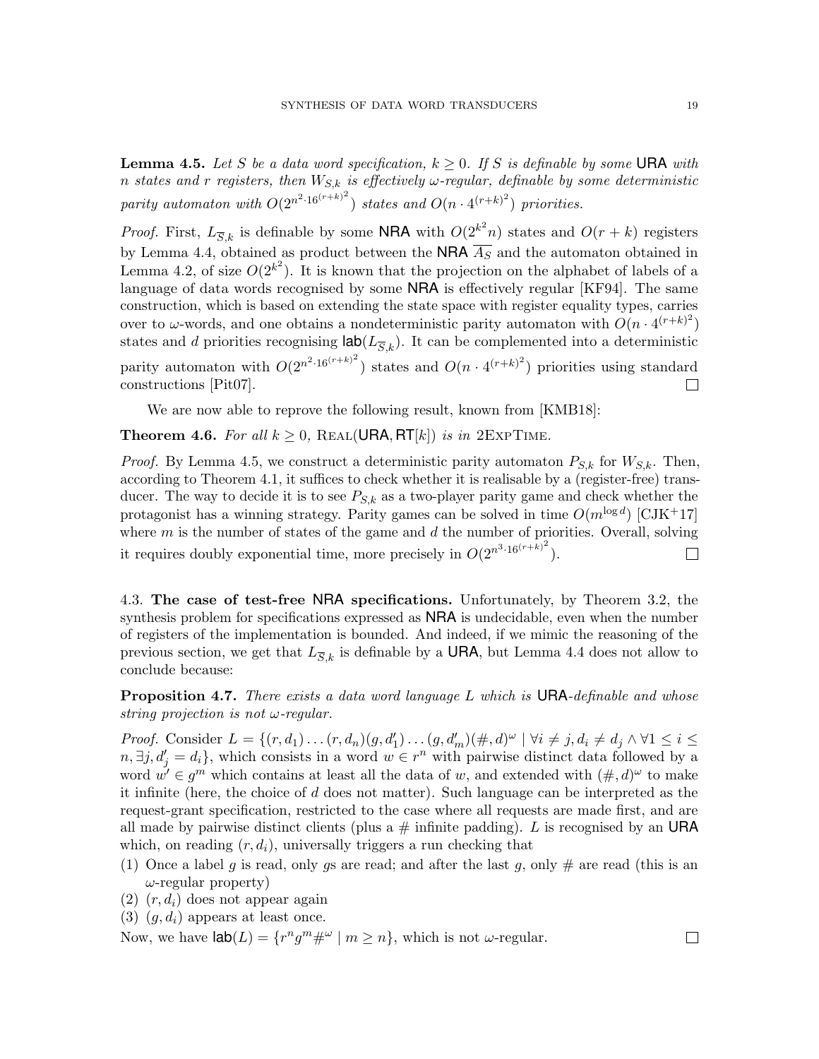**Lemma 4.5.** *Let $S$ be a data word specification, $k \geq 0$. If $S$ is definable by some* URA *with $n$ states and $r$ registers, then $W_{S,k}$ is effectively $\omega$-regular, definable by some deterministic parity automaton with $O(2^{n^2 \cdot 16^{(r+k)^2}})$ states and $O(n \cdot 4^{(r+k)^2})$ priorities.*

*Proof.* First, $L_{\overline{S},k}$ is definable by some NRA with $O(2^{k^2}n)$ states and $O(r+k)$ registers by Lemma 4.4, obtained as product between the NRA $\overline{A_S}$ and the automaton obtained in Lemma 4.2, of size $O(2^{k^2})$. It is known that the projection on the alphabet of labels of a language of data words recognised by some NRA is effectively regular [KF94]. The same construction, which is based on extending the state space with register equality types, carries over to $\omega$-words, and one obtains a nondeterministic parity automaton with $O(n \cdot 4^{(r+k)^2})$ states and $d$ priorities recognising $\mathsf{lab}(L_{\overline{S},k})$. It can be complemented into a deterministic parity automaton with $O(2^{n^2 \cdot 16^{(r+k)^2}})$ states and $O(n \cdot 4^{(r+k)^2})$ priorities using standard constructions [Pit07]. □

We are now able to reprove the following result, known from [KMB18]:

**Theorem 4.6.** *For all $k \geq 0$,* REAL(URA, RT[$k$]) *is in* 2EXPTIME*.*

*Proof.* By Lemma 4.5, we construct a deterministic parity automaton $P_{S,k}$ for $W_{S,k}$. Then, according to Theorem 4.1, it suffices to check whether it is realisable by a (register-free) transducer. The way to decide it is to see $P_{S,k}$ as a two-player parity game and check whether the protagonist has a winning strategy. Parity games can be solved in time $O(m^{\log d})$ [CJK+17] where $m$ is the number of states of the game and $d$ the number of priorities. Overall, solving it requires doubly exponential time, more precisely in $O(2^{n^3 \cdot 16^{(r+k)^2}})$. □

### 4.3. The case of test-free NRA specifications.

Unfortunately, by Theorem 3.2, the synthesis problem for specifications expressed as NRA is undecidable, even when the number of registers of the implementation is bounded. And indeed, if we mimic the reasoning of the previous section, we get that $L_{\overline{S},k}$ is definable by a URA, but Lemma 4.4 does not allow to conclude because:

**Proposition 4.7.** *There exists a data word language $L$ which is* URA*-definable and whose string projection is not $\omega$-regular.*

*Proof.* Consider $L = \{(r, d_1) \dots (r, d_n)(g, d'_1) \dots (g, d'_m)(\#, d)^\omega \mid \forall i \neq j, d_i \neq d_j \wedge \forall 1 \leq i \leq n, \exists j, d'_j = d_i\}$, which consists in a word $w \in r^n$ with pairwise distinct data followed by a word $w' \in g^m$ which contains at least all the data of $w$, and extended with $(\#, d)^\omega$ to make it infinite (here, the choice of $d$ does not matter). Such language can be interpreted as the request-grant specification, restricted to the case where all requests are made first, and are all made by pairwise distinct clients (plus a # infinite padding). $L$ is recognised by an URA which, on reading $(r, d_i)$, universally triggers a run checking that

1. Once a label $g$ is read, only $g$s are read; and after the last $g$, only # are read (this is an $\omega$-regular property)
2. $(r, d_i)$ does not appear again
3. $(g, d_i)$ appears at least once.

Now, we have $\mathsf{lab}(L) = \{r^n g^m \#^\omega \mid m \geq n\}$, which is not $\omega$-regular. □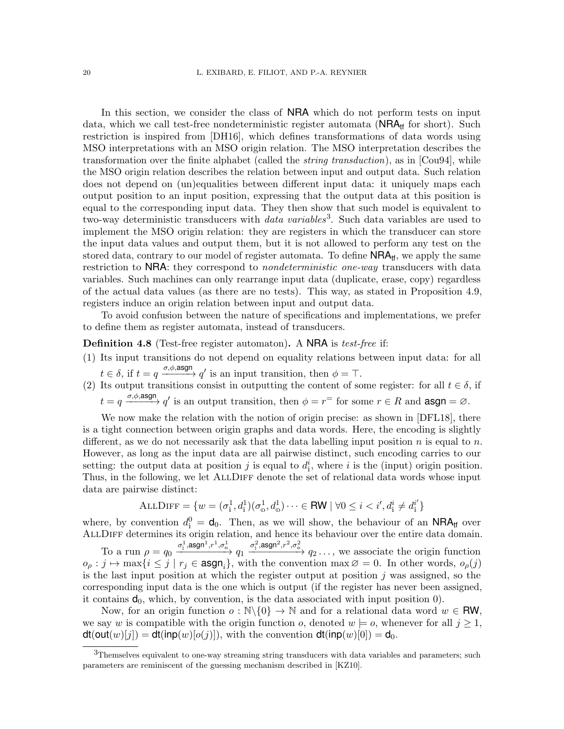In this section, we consider the class of NRA which do not perform tests on input data, which we call test-free nondeterministic register automata ($\mathsf{NRA}_{\mathsf{tf}}$ for short). Such restriction is inspired from [DH16], which defines transformations of data words using MSO interpretations with an MSO origin relation. The MSO interpretation describes the transformation over the finite alphabet (called the *string transduction*), as in [Cou94], while the MSO origin relation describes the relation between input and output data. Such relation does not depend on (un)equalities between different input data: it uniquely maps each output position to an input position, expressing that the output data at this position is equal to the corresponding input data. They then show that such model is equivalent to two-way deterministic transducers with *data variables*[3]. Such data variables are used to implement the MSO origin relation: they are registers in which the transducer can store the input data values and output them, but it is not allowed to perform any test on the stored data, contrary to our model of register automata. To define $\mathsf{NRA}_{\mathsf{tf}}$, we apply the same restriction to NRA: they correspond to *nondeterministic one-way* transducers with data variables. Such machines can only rearrange input data (duplicate, erase, copy) regardless of the actual data values (as there are no tests). This way, as stated in Proposition 4.9, registers induce an origin relation between input and output data.

To avoid confusion between the nature of specifications and implementations, we prefer to define them as register automata, instead of transducers.

**Definition 4.8** (Test-free register automaton)**.** A NRA is *test-free* if:

1. Its input transitions do not depend on equality relations between input data: for all $t \in \delta$, if $t = q \xrightarrow{\sigma,\phi,\mathsf{asgn}} q'$ is an input transition, then $\phi = \top$.
2. Its output transitions consist in outputting the content of some register: for all $t \in \delta$, if $t = q \xrightarrow{\sigma,\phi,\mathsf{asgn}} q'$ is an output transition, then $\phi = r^{=}$ for some $r \in R$ and $\mathsf{asgn} = \varnothing$.

We now make the relation with the notion of origin precise: as shown in [DFL18], there is a tight connection between origin graphs and data words. Here, the encoding is slightly different, as we do not necessarily ask that the data labelling input position $n$ is equal to $n$. However, as long as the input data are all pairwise distinct, such encoding carries to our setting: the output data at position $j$ is equal to $d_{\mathbb{i}}^i$, where $i$ is the (input) origin position. Thus, in the following, we let AllDiff denote the set of relational data words whose input data are pairwise distinct:

$$\textsc{AllDiff} = \{w = (\sigma_{\mathbb{i}}^1, d_{\mathbb{i}}^1)(\sigma_{\mathbb{o}}^1, d_{\mathbb{o}}^1)\cdots \in \mathsf{RW} \mid \forall 0 \leq i < i', d_{\mathbb{i}}^i \neq d_{\mathbb{i}}^{i'}\}$$

where, by convention $d_{\mathbb{i}}^0 = \mathsf{d}_0$. Then, as we will show, the behaviour of an $\mathsf{NRA}_{\mathsf{tf}}$ over AllDiff determines its origin relation, and hence its behaviour over the entire data domain.

To a run $\rho = q_0 \xrightarrow{\sigma_{\mathbb{i}}^1,\mathsf{asgn}^1,r^1,\sigma_{\mathbb{o}}^1} q_1 \xrightarrow{\sigma_{\mathbb{i}}^2,\mathsf{asgn}^2,r^2,\sigma_{\mathbb{o}}^2} q_2 \ldots$, we associate the origin function $o_\rho : j \mapsto \max\{i \leq j \mid r_j \in \mathsf{asgn}_i\}$, with the convention $\max \varnothing = 0$. In other words, $o_\rho(j)$ is the last input position at which the register output at position $j$ was assigned, so the corresponding input data is the one which is output (if the register has never been assigned, it contains $\mathsf{d}_0$, which, by convention, is the data associated with input position 0).

Now, for an origin function $o : \mathbb{N}\backslash\{0\} \to \mathbb{N}$ and for a relational data word $w \in \mathsf{RW}$, we say $w$ is compatible with the origin function $o$, denoted $w \models o$, whenever for all $j \geq 1$, $\mathsf{dt}(\mathsf{out}(w)[j]) = \mathsf{dt}(\mathsf{inp}(w)[o(j)])$, with the convention $\mathsf{dt}(\mathsf{inp}(w)[0]) = \mathsf{d}_0$.

[3]Themselves equivalent to one-way streaming string transducers with data variables and parameters; such parameters are reminiscent of the guessing mechanism described in [KZ10].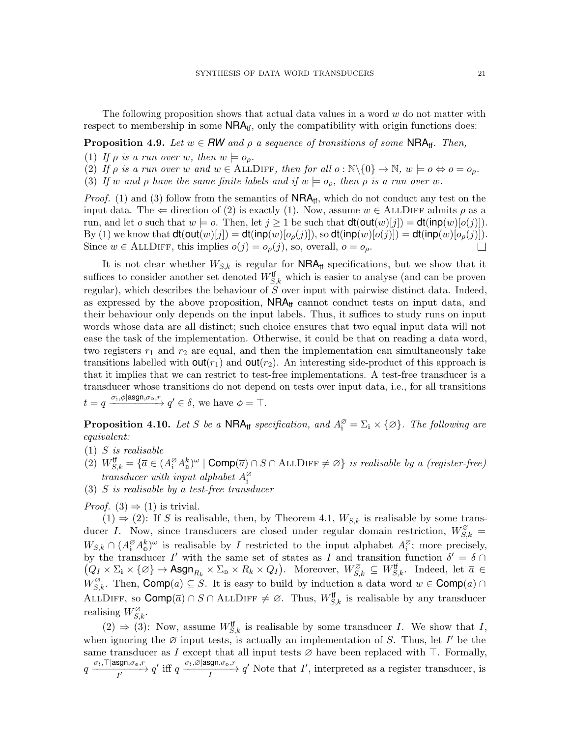The following proposition shows that actual data values in a word $w$ do not matter with respect to membership in some $\mathsf{NRA}_{\mathsf{tf}}$, only the compatibility with origin functions does:

**Proposition 4.9.** *Let $w \in \mathit{RW}$ and $\rho$ a sequence of transitions of some $\mathsf{NRA}_{\mathsf{tf}}$. Then,*

(1) *If $\rho$ is a run over $w$, then $w \models o_\rho$.*
(2) *If $\rho$ is a run over $w$ and $w \in$ AllDiff, then for all $o : \mathbb{N}\backslash\{0\} \to \mathbb{N}$, $w \models o \Leftrightarrow o = o_\rho$.*
(3) *If $w$ and $\rho$ have the same finite labels and if $w \models o_\rho$, then $\rho$ is a run over $w$.*

*Proof.* (1) and (3) follow from the semantics of $\mathsf{NRA}_{\mathsf{tf}}$, which do not conduct any test on the input data. The $\Leftarrow$ direction of (2) is exactly (1). Now, assume $w \in$ AllDiff admits $\rho$ as a run, and let $o$ such that $w \models o$. Then, let $j \geq 1$ be such that $\mathsf{dt}(\mathsf{out}(w)[j]) = \mathsf{dt}(\mathsf{inp}(w)[o(j)])$. By (1) we know that $\mathsf{dt}(\mathsf{out}(w)[j]) = \mathsf{dt}(\mathsf{inp}(w)[o_\rho(j)])$, so $\mathsf{dt}(\mathsf{inp}(w)[o(j)]) = \mathsf{dt}(\mathsf{inp}(w)[o_\rho(j)])$. Since $w \in$ AllDiff, this implies $o(j) = o_\rho(j)$, so, overall, $o = o_\rho$. $\square$

It is not clear whether $W_{S,k}$ is regular for $\mathsf{NRA}_{\mathsf{tf}}$ specifications, but we show that it suffices to consider another set denoted $W^{\mathsf{tf}}_{S,k}$ which is easier to analyse (and can be proven regular), which describes the behaviour of $S$ over input with pairwise distinct data. Indeed, as expressed by the above proposition, $\mathsf{NRA}_{\mathsf{tf}}$ cannot conduct tests on input data, and their behaviour only depends on the input labels. Thus, it suffices to study runs on input words whose data are all distinct; such choice ensures that two equal input data will not ease the task of the implementation. Otherwise, it could be that on reading a data word, two registers $r_1$ and $r_2$ are equal, and then the implementation can simultaneously take transitions labelled with $\mathsf{out}(r_1)$ and $\mathsf{out}(r_2)$. An interesting side-product of this approach is that it implies that we can restrict to test-free implementations. A test-free transducer is a transducer whose transitions do not depend on tests over input data, i.e., for all transitions $t = q \xrightarrow{\sigma_{\mathbb{i}}, \phi | \mathsf{asgn}, \sigma_{\mathbb{o}}, r} q' \in \delta$, we have $\phi = \top$.

**Proposition 4.10.** *Let $S$ be a $\mathsf{NRA}_{\mathsf{tf}}$ specification, and $A^{\varnothing}_{\mathbb{i}} = \Sigma_{\mathbb{i}} \times \{\varnothing\}$. The following are equivalent:*

(1) *$S$ is realisable*
(2) *$W^{\mathsf{tf}}_{S,k} = \{\overline{a} \in (A^{\varnothing}_{\mathbb{i}} A^k_{\mathbb{o}})^\omega \mid \mathsf{Comp}(\overline{a}) \cap S \cap \text{AllDiff} \neq \varnothing\}$ is realisable by a (register-free) transducer with input alphabet $A^{\varnothing}_{\mathbb{i}}$*
(3) *$S$ is realisable by a test-free transducer*

*Proof.* (3) $\Rightarrow$ (1) is trivial.

(1) $\Rightarrow$ (2): If $S$ is realisable, then, by Theorem 4.1, $W_{S,k}$ is realisable by some transducer $I$. Now, since transducers are closed under regular domain restriction, $W^{\varnothing}_{S,k} = W_{S,k} \cap (A^{\varnothing}_{\mathbb{i}} A^k_{\mathbb{o}})^\omega$ is realisable by $I$ restricted to the input alphabet $A^{\varnothing}_{\mathbb{i}}$; more precisely, by the transducer $I'$ with the same set of states as $I$ and transition function $\delta' = \delta \cap \big(Q_I \times \Sigma_{\mathbb{i}} \times \{\varnothing\} \to \mathsf{Asgn}_{R_k} \times \Sigma_{\mathbb{o}} \times R_k \times Q_I\big)$. Moreover, $W^{\varnothing}_{S,k} \subseteq W^{\mathsf{tf}}_{S,k}$. Indeed, let $\overline{a} \in W^{\varnothing}_{S,k}$. Then, $\mathsf{Comp}(\overline{a}) \subseteq S$. It is easy to build by induction a data word $w \in \mathsf{Comp}(\overline{a}) \cap$ AllDiff, so $\mathsf{Comp}(\overline{a}) \cap S \cap \text{AllDiff} \neq \varnothing$. Thus, $W^{\mathsf{tf}}_{S,k}$ is realisable by any transducer realising $W^{\varnothing}_{S,k}$.

(2) $\Rightarrow$ (3): Now, assume $W^{\mathsf{tf}}_{S,k}$ is realisable by some transducer $I$. We show that $I$, when ignoring the $\varnothing$ input tests, is actually an implementation of $S$. Thus, let $I'$ be the same transducer as $I$ except that all input tests $\varnothing$ have been replaced with $\top$. Formally, $q \xrightarrow[I']{\sigma_{\mathbb{i}}, \top | \mathsf{asgn}, \sigma_{\mathbb{o}}, r} q'$ iff $q \xrightarrow[I]{\sigma_{\mathbb{i}}, \varnothing | \mathsf{asgn}, \sigma_{\mathbb{o}}, r} q'$ Note that $I'$, interpreted as a register transducer, is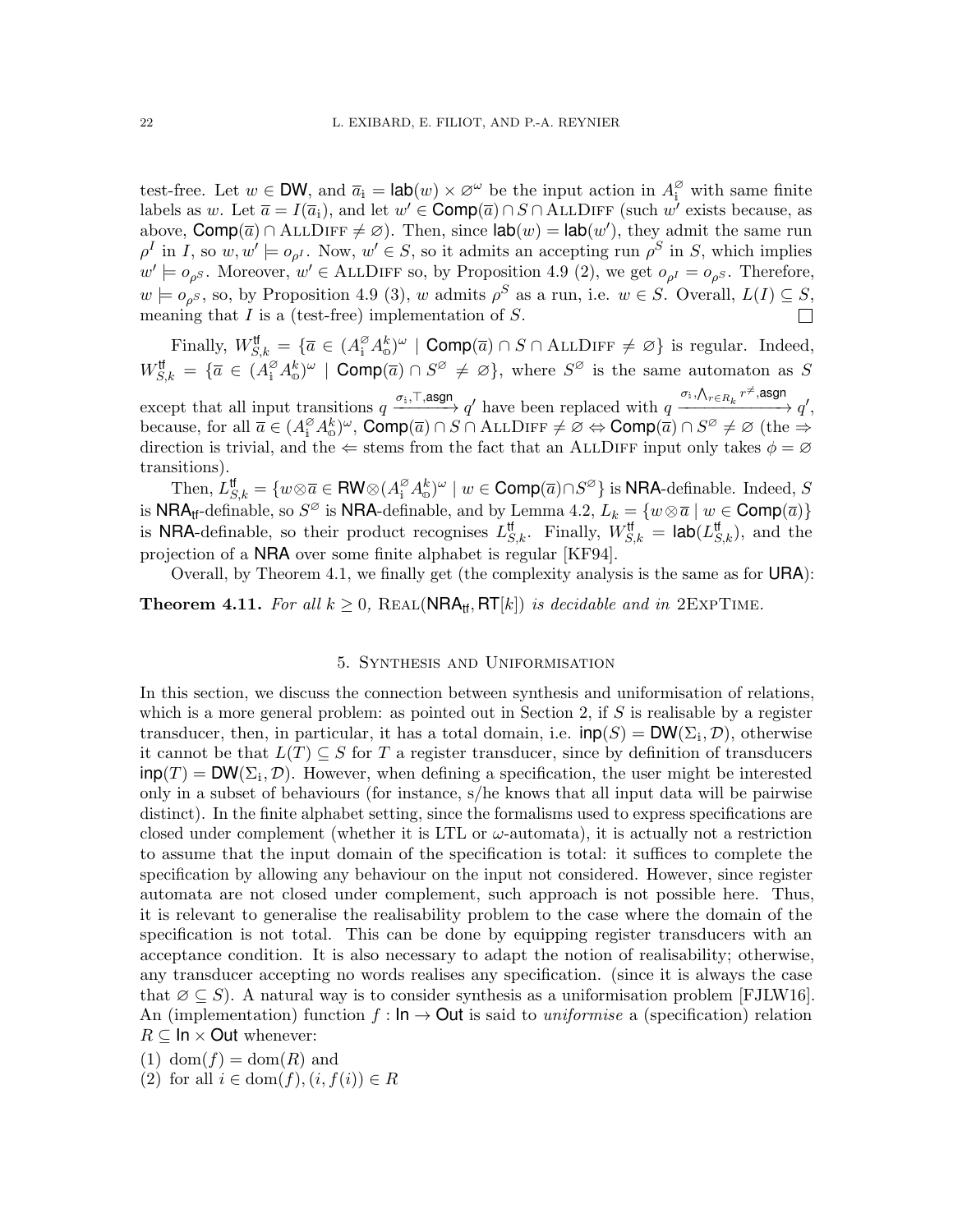test-free. Let $w \in \mathsf{DW}$, and $\overline{a}_{\mathbb{i}} = \mathsf{lab}(w) \times \varnothing^\omega$ be the input action in $A_{\mathbb{i}}^{\varnothing}$ with same finite labels as $w$. Let $\overline{a} = I(\overline{a}_{\mathbb{i}})$, and let $w' \in \mathsf{Comp}(\overline{a}) \cap S \cap \textsc{AllDiff}$ (such $w'$ exists because, as above, $\mathsf{Comp}(\overline{a}) \cap \textsc{AllDiff} \neq \varnothing$). Then, since $\mathsf{lab}(w) = \mathsf{lab}(w')$, they admit the same run $\rho^I$ in $I$, so $w, w' \models o_{\rho^I}$. Now, $w' \in S$, so it admits an accepting run $\rho^S$ in $S$, which implies $w' \models o_{\rho^S}$. Moreover, $w' \in \textsc{AllDiff}$ so, by Proposition 4.9 (2), we get $o_{\rho^I} = o_{\rho^S}$. Therefore, $w \models o_{\rho^S}$, so, by Proposition 4.9 (3), $w$ admits $\rho^S$ as a run, i.e. $w \in S$. Overall, $L(I) \subseteq S$, meaning that $I$ is a (test-free) implementation of $S$. ◻

Finally, $W_{S,k}^{\mathsf{tf}} = \{\overline{a} \in (A_{\mathbb{i}}^{\varnothing} A_{\mathbb{o}}^{k})^\omega \mid \mathsf{Comp}(\overline{a}) \cap S \cap \textsc{AllDiff} \neq \varnothing\}$ is regular. Indeed, $W_{S,k}^{\mathsf{tf}} = \{\overline{a} \in (A_{\mathbb{i}}^{\varnothing} A_{\mathbb{o}}^{k})^\omega \mid \mathsf{Comp}(\overline{a}) \cap S^{\varnothing} \neq \varnothing\}$, where $S^{\varnothing}$ is the same automaton as $S$ except that all input transitions $q \xrightarrow{\sigma_{\mathbb{i}}, \top, \mathsf{asgn}} q'$ have been replaced with $q \xrightarrow{\sigma_{\mathbb{i}}, \bigwedge_{r \in R_k} r^{\neq}, \mathsf{asgn}} q'$, because, for all $\overline{a} \in (A_{\mathbb{i}}^{\varnothing} A_{\mathbb{o}}^{k})^\omega$, $\mathsf{Comp}(\overline{a}) \cap S \cap \textsc{AllDiff} \neq \varnothing \Leftrightarrow \mathsf{Comp}(\overline{a}) \cap S^{\varnothing} \neq \varnothing$ (the $\Rightarrow$ direction is trivial, and the $\Leftarrow$ stems from the fact that an $\textsc{AllDiff}$ input only takes $\phi = \varnothing$ transitions).

Then, $L_{S,k}^{\mathsf{tf}} = \{w \otimes \overline{a} \in \mathsf{RW} \otimes (A_{\mathbb{i}}^{\varnothing} A_{\mathbb{o}}^{k})^\omega \mid w \in \mathsf{Comp}(\overline{a}) \cap S^{\varnothing}\}$ is $\mathsf{NRA}$-definable. Indeed, $S$ is $\mathsf{NRA}_{\mathsf{tf}}$-definable, so $S^{\varnothing}$ is $\mathsf{NRA}$-definable, and by Lemma 4.2, $L_k = \{w \otimes \overline{a} \mid w \in \mathsf{Comp}(\overline{a})\}$ is $\mathsf{NRA}$-definable, so their product recognises $L_{S,k}^{\mathsf{tf}}$. Finally, $W_{S,k}^{\mathsf{tf}} = \mathsf{lab}(L_{S,k}^{\mathsf{tf}})$, and the projection of a $\mathsf{NRA}$ over some finite alphabet is regular [KF94].

Overall, by Theorem 4.1, we finally get (the complexity analysis is the same as for $\mathsf{URA}$):

**Theorem 4.11.** *For all $k \geq 0$, $\textsc{Real}(\mathsf{NRA}_{\mathsf{tf}}, \mathsf{RT}[k])$ is decidable and in* 2ExpTime.

## 5. Synthesis and Uniformisation

In this section, we discuss the connection between synthesis and uniformisation of relations, which is a more general problem: as pointed out in Section 2, if $S$ is realisable by a register transducer, then, in particular, it has a total domain, i.e. $\mathsf{inp}(S) = \mathsf{DW}(\Sigma_{\mathbb{i}}, \mathcal{D})$, otherwise it cannot be that $L(T) \subseteq S$ for $T$ a register transducer, since by definition of transducers $\mathsf{inp}(T) = \mathsf{DW}(\Sigma_{\mathbb{i}}, \mathcal{D})$. However, when defining a specification, the user might be interested only in a subset of behaviours (for instance, s/he knows that all input data will be pairwise distinct). In the finite alphabet setting, since the formalisms used to express specifications are closed under complement (whether it is LTL or $\omega$-automata), it is actually not a restriction to assume that the input domain of the specification is total: it suffices to complete the specification by allowing any behaviour on the input not considered. However, since register automata are not closed under complement, such approach is not possible here. Thus, it is relevant to generalise the realisability problem to the case where the domain of the specification is not total. This can be done by equipping register transducers with an acceptance condition. It is also necessary to adapt the notion of realisability; otherwise, any transducer accepting no words realises any specification. (since it is always the case that $\varnothing \subseteq S$). A natural way is to consider synthesis as a uniformisation problem [FJLW16]. An (implementation) function $f : \mathsf{In} \to \mathsf{Out}$ is said to *uniformise* a (specification) relation $R \subseteq \mathsf{In} \times \mathsf{Out}$ whenever:

(1) $\mathrm{dom}(f) = \mathrm{dom}(R)$ and
(2) for all $i \in \mathrm{dom}(f), (i, f(i)) \in R$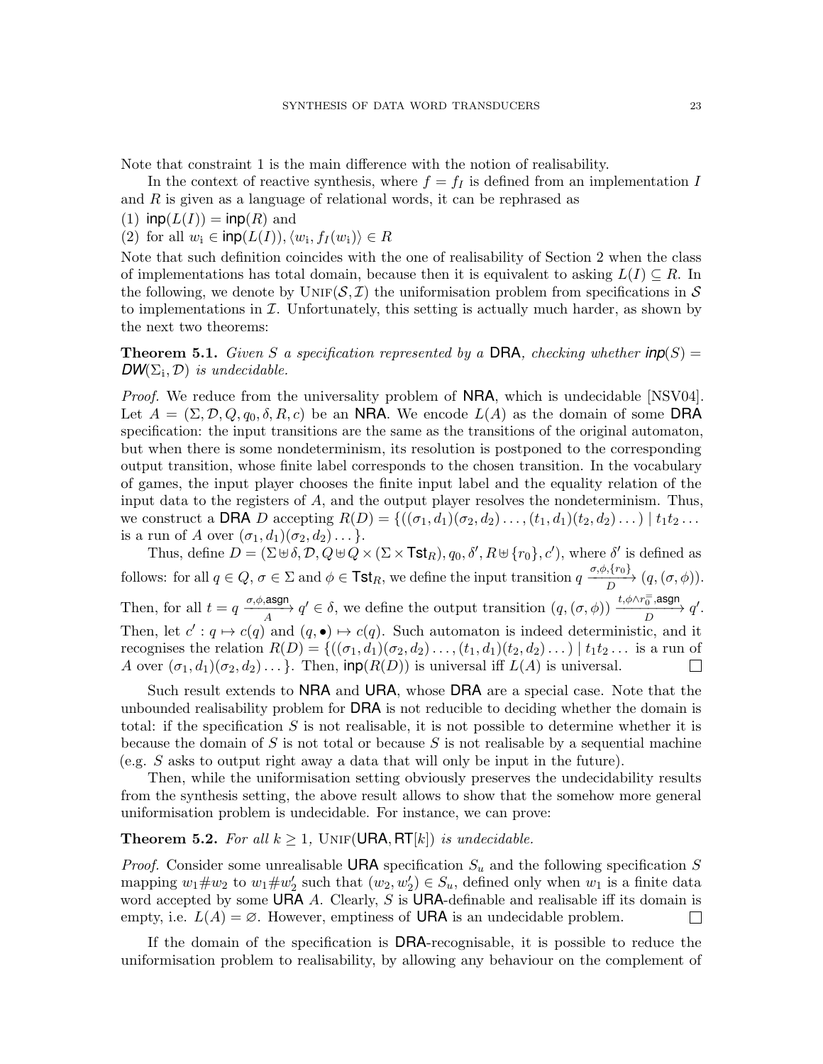Note that constraint 1 is the main difference with the notion of realisability.

In the context of reactive synthesis, where $f = f_I$ is defined from an implementation $I$ and $R$ is given as a language of relational words, it can be rephrased as

(1) $\mathsf{inp}(L(I)) = \mathsf{inp}(R)$ and

(2) for all $w_\mathbb{i} \in \mathsf{inp}(L(I)), \langle w_\mathbb{i}, f_I(w_\mathbb{i})\rangle \in R$

Note that such definition coincides with the one of realisability of Section 2 when the class of implementations has total domain, because then it is equivalent to asking $L(I) \subseteq R$. In the following, we denote by $\text{UNIF}(\mathcal{S}, \mathcal{I})$ the uniformisation problem from specifications in $\mathcal{S}$ to implementations in $\mathcal{I}$. Unfortunately, this setting is actually much harder, as shown by the next two theorems:

**Theorem 5.1.** *Given $S$ a specification represented by a* DRA*, checking whether $\mathsf{inp}(S) = \mathsf{DW}(\Sigma_\mathbb{i}, \mathcal{D})$ is undecidable.*

*Proof.* We reduce from the universality problem of NRA, which is undecidable [NSV04]. Let $A = (\Sigma, \mathcal{D}, Q, q_0, \delta, R, c)$ be an NRA. We encode $L(A)$ as the domain of some DRA specification: the input transitions are the same as the transitions of the original automaton, but when there is some nondeterminism, its resolution is postponed to the corresponding output transition, whose finite label corresponds to the chosen transition. In the vocabulary of games, the input player chooses the finite input label and the equality relation of the input data to the registers of $A$, and the output player resolves the nondeterminism. Thus, we construct a DRA $D$ accepting $R(D) = \{((\sigma_1, d_1)(\sigma_2, d_2)\dots, (t_1, d_1)(t_2, d_2)\dots) \mid t_1t_2\dots$ is a run of $A$ over $(\sigma_1, d_1)(\sigma_2, d_2)\dots\}$.

Thus, define $D = (\Sigma \uplus \delta, \mathcal{D}, Q \uplus Q \times (\Sigma \times \mathsf{Tst}_R), q_0, \delta', R \uplus \{r_0\}, c')$, where $\delta'$ is defined as follows: for all $q \in Q$, $\sigma \in \Sigma$ and $\phi \in \mathsf{Tst}_R$, we define the input transition $q \xrightarrow[D]{\sigma,\phi,\{r_0\}} (q, (\sigma, \phi))$. Then, for all $t = q \xrightarrow[A]{\sigma,\phi,\mathsf{asgn}} q' \in \delta$, we define the output transition $(q, (\sigma, \phi)) \xrightarrow[D]{t,\phi\wedge r_0^=,\mathsf{asgn}} q'$. Then, let $c' : q \mapsto c(q)$ and $(q, \bullet) \mapsto c(q)$. Such automaton is indeed deterministic, and it recognises the relation $R(D) = \{((\sigma_1, d_1)(\sigma_2, d_2)\dots, (t_1, d_1)(t_2, d_2)\dots) \mid t_1t_2\dots$ is a run of $A$ over $(\sigma_1, d_1)(\sigma_2, d_2)\dots\}$. Then, $\mathsf{inp}(R(D))$ is universal iff $L(A)$ is universal. ☐

Such result extends to NRA and URA, whose DRA are a special case. Note that the unbounded realisability problem for DRA is not reducible to deciding whether the domain is total: if the specification $S$ is not realisable, it is not possible to determine whether it is because the domain of $S$ is not total or because $S$ is not realisable by a sequential machine (e.g. $S$ asks to output right away a data that will only be input in the future).

Then, while the uniformisation setting obviously preserves the undecidability results from the synthesis setting, the above result allows to show that the somehow more general uniformisation problem is undecidable. For instance, we can prove:

**Theorem 5.2.** *For all $k \geq 1$,* $\text{UNIF}(\mathsf{URA}, \mathsf{RT}[k])$ *is undecidable.*

*Proof.* Consider some unrealisable URA specification $S_u$ and the following specification $S$ mapping $w_1\#w_2$ to $w_1\#w_2'$ such that $(w_2, w_2') \in S_u$, defined only when $w_1$ is a finite data word accepted by some URA $A$. Clearly, $S$ is URA-definable and realisable iff its domain is empty, i.e. $L(A) = \varnothing$. However, emptiness of URA is an undecidable problem. ☐

If the domain of the specification is DRA-recognisable, it is possible to reduce the uniformisation problem to realisability, by allowing any behaviour on the complement of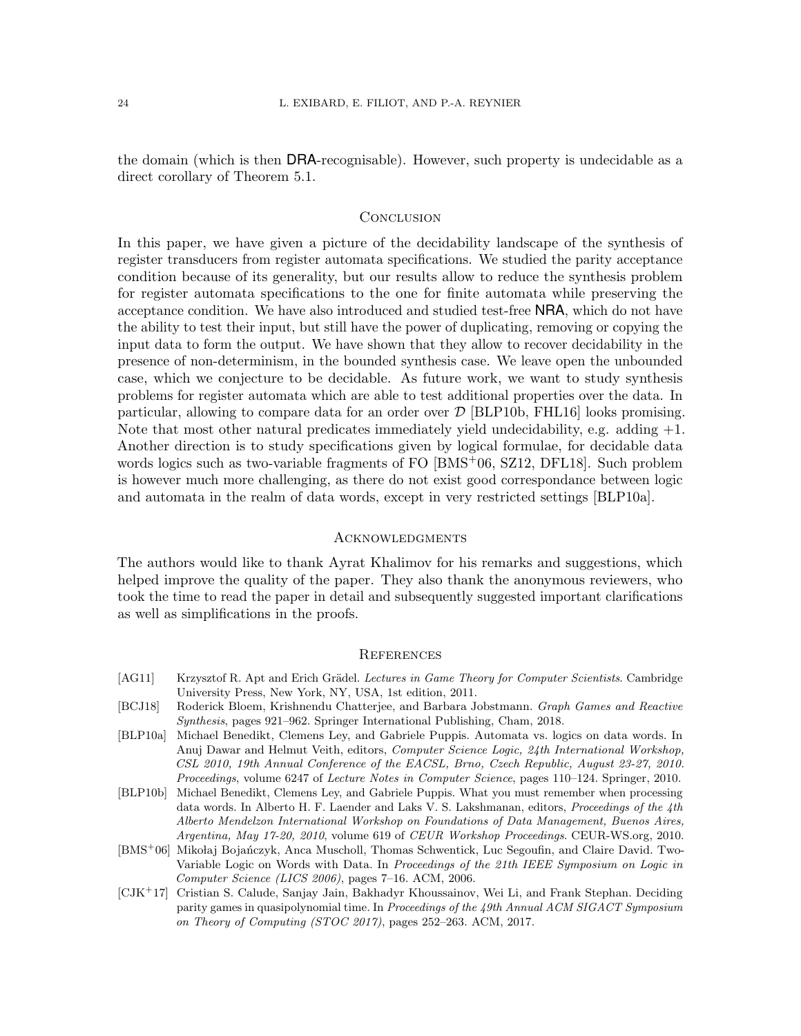the domain (which is then DRA-recognisable). However, such property is undecidable as a direct corollary of Theorem 5.1.

## Conclusion

In this paper, we have given a picture of the decidability landscape of the synthesis of register transducers from register automata specifications. We studied the parity acceptance condition because of its generality, but our results allow to reduce the synthesis problem for register automata specifications to the one for finite automata while preserving the acceptance condition. We have also introduced and studied test-free NRA, which do not have the ability to test their input, but still have the power of duplicating, removing or copying the input data to form the output. We have shown that they allow to recover decidability in the presence of non-determinism, in the bounded synthesis case. We leave open the unbounded case, which we conjecture to be decidable. As future work, we want to study synthesis problems for register automata which are able to test additional properties over the data. In particular, allowing to compare data for an order over $\mathcal{D}$ [BLP10b, FHL16] looks promising. Note that most other natural predicates immediately yield undecidability, e.g. adding $+1$. Another direction is to study specifications given by logical formulae, for decidable data words logics such as two-variable fragments of FO [BMS+06, SZ12, DFL18]. Such problem is however much more challenging, as there do not exist good correspondance between logic and automata in the realm of data words, except in very restricted settings [BLP10a].

## Acknowledgments

The authors would like to thank Ayrat Khalimov for his remarks and suggestions, which helped improve the quality of the paper. They also thank the anonymous reviewers, who took the time to read the paper in detail and subsequently suggested important clarifications as well as simplifications in the proofs.

## References

[AG11] Krzysztof R. Apt and Erich Grädel. *Lectures in Game Theory for Computer Scientists*. Cambridge University Press, New York, NY, USA, 1st edition, 2011.

[BCJ18] Roderick Bloem, Krishnendu Chatterjee, and Barbara Jobstmann. *Graph Games and Reactive Synthesis*, pages 921–962. Springer International Publishing, Cham, 2018.

[BLP10a] Michael Benedikt, Clemens Ley, and Gabriele Puppis. Automata vs. logics on data words. In Anuj Dawar and Helmut Veith, editors, *Computer Science Logic, 24th International Workshop, CSL 2010, 19th Annual Conference of the EACSL, Brno, Czech Republic, August 23-27, 2010. Proceedings*, volume 6247 of *Lecture Notes in Computer Science*, pages 110–124. Springer, 2010.

[BLP10b] Michael Benedikt, Clemens Ley, and Gabriele Puppis. What you must remember when processing data words. In Alberto H. F. Laender and Laks V. S. Lakshmanan, editors, *Proceedings of the 4th Alberto Mendelzon International Workshop on Foundations of Data Management, Buenos Aires, Argentina, May 17-20, 2010*, volume 619 of *CEUR Workshop Proceedings*. CEUR-WS.org, 2010.

[BMS+06] Mikołaj Bojańczyk, Anca Muscholl, Thomas Schwentick, Luc Segoufin, and Claire David. Two-Variable Logic on Words with Data. In *Proceedings of the 21th IEEE Symposium on Logic in Computer Science (LICS 2006)*, pages 7–16. ACM, 2006.

[CJK+17] Cristian S. Calude, Sanjay Jain, Bakhadyr Khoussainov, Wei Li, and Frank Stephan. Deciding parity games in quasipolynomial time. In *Proceedings of the 49th Annual ACM SIGACT Symposium on Theory of Computing (STOC 2017)*, pages 252–263. ACM, 2017.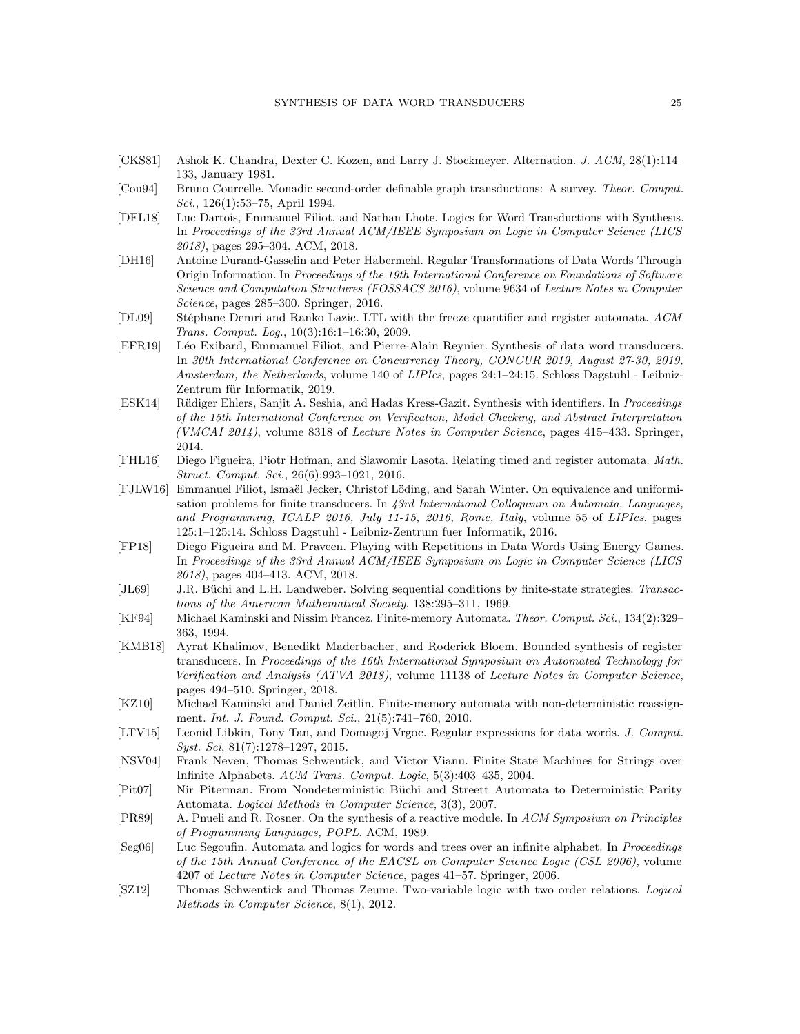[CKS81] Ashok K. Chandra, Dexter C. Kozen, and Larry J. Stockmeyer. Alternation. *J. ACM*, 28(1):114–133, January 1981.

[Cou94] Bruno Courcelle. Monadic second-order definable graph transductions: A survey. *Theor. Comput. Sci.*, 126(1):53–75, April 1994.

[DFL18] Luc Dartois, Emmanuel Filiot, and Nathan Lhote. Logics for Word Transductions with Synthesis. In *Proceedings of the 33rd Annual ACM/IEEE Symposium on Logic in Computer Science (LICS 2018)*, pages 295–304. ACM, 2018.

[DH16] Antoine Durand-Gasselin and Peter Habermehl. Regular Transformations of Data Words Through Origin Information. In *Proceedings of the 19th International Conference on Foundations of Software Science and Computation Structures (FOSSACS 2016)*, volume 9634 of *Lecture Notes in Computer Science*, pages 285–300. Springer, 2016.

[DL09] Stéphane Demri and Ranko Lazic. LTL with the freeze quantifier and register automata. *ACM Trans. Comput. Log.*, 10(3):16:1–16:30, 2009.

[EFR19] Léo Exibard, Emmanuel Filiot, and Pierre-Alain Reynier. Synthesis of data word transducers. In *30th International Conference on Concurrency Theory, CONCUR 2019, August 27-30, 2019, Amsterdam, the Netherlands*, volume 140 of *LIPIcs*, pages 24:1–24:15. Schloss Dagstuhl - Leibniz-Zentrum für Informatik, 2019.

[ESK14] Rüdiger Ehlers, Sanjit A. Seshia, and Hadas Kress-Gazit. Synthesis with identifiers. In *Proceedings of the 15th International Conference on Verification, Model Checking, and Abstract Interpretation (VMCAI 2014)*, volume 8318 of *Lecture Notes in Computer Science*, pages 415–433. Springer, 2014.

[FHL16] Diego Figueira, Piotr Hofman, and Slawomir Lasota. Relating timed and register automata. *Math. Struct. Comput. Sci.*, 26(6):993–1021, 2016.

[FJLW16] Emmanuel Filiot, Ismaël Jecker, Christof Löding, and Sarah Winter. On equivalence and uniformisation problems for finite transducers. In *43rd International Colloquium on Automata, Languages, and Programming, ICALP 2016, July 11-15, 2016, Rome, Italy*, volume 55 of *LIPIcs*, pages 125:1–125:14. Schloss Dagstuhl - Leibniz-Zentrum fuer Informatik, 2016.

[FP18] Diego Figueira and M. Praveen. Playing with Repetitions in Data Words Using Energy Games. In *Proceedings of the 33rd Annual ACM/IEEE Symposium on Logic in Computer Science (LICS 2018)*, pages 404–413. ACM, 2018.

[JL69] J.R. Büchi and L.H. Landweber. Solving sequential conditions by finite-state strategies. *Transactions of the American Mathematical Society*, 138:295–311, 1969.

[KF94] Michael Kaminski and Nissim Francez. Finite-memory Automata. *Theor. Comput. Sci.*, 134(2):329–363, 1994.

[KMB18] Ayrat Khalimov, Benedikt Maderbacher, and Roderick Bloem. Bounded synthesis of register transducers. In *Proceedings of the 16th International Symposium on Automated Technology for Verification and Analysis (ATVA 2018)*, volume 11138 of *Lecture Notes in Computer Science*, pages 494–510. Springer, 2018.

[KZ10] Michael Kaminski and Daniel Zeitlin. Finite-memory automata with non-deterministic reassignment. *Int. J. Found. Comput. Sci.*, 21(5):741–760, 2010.

[LTV15] Leonid Libkin, Tony Tan, and Domagoj Vrgoc. Regular expressions for data words. *J. Comput. Syst. Sci*, 81(7):1278–1297, 2015.

[NSV04] Frank Neven, Thomas Schwentick, and Victor Vianu. Finite State Machines for Strings over Infinite Alphabets. *ACM Trans. Comput. Logic*, 5(3):403–435, 2004.

[Pit07] Nir Piterman. From Nondeterministic Büchi and Streett Automata to Deterministic Parity Automata. *Logical Methods in Computer Science*, 3(3), 2007.

[PR89] A. Pnueli and R. Rosner. On the synthesis of a reactive module. In *ACM Symposium on Principles of Programming Languages, POPL*. ACM, 1989.

[Seg06] Luc Segoufin. Automata and logics for words and trees over an infinite alphabet. In *Proceedings of the 15th Annual Conference of the EACSL on Computer Science Logic (CSL 2006)*, volume 4207 of *Lecture Notes in Computer Science*, pages 41–57. Springer, 2006.

[SZ12] Thomas Schwentick and Thomas Zeume. Two-variable logic with two order relations. *Logical Methods in Computer Science*, 8(1), 2012.